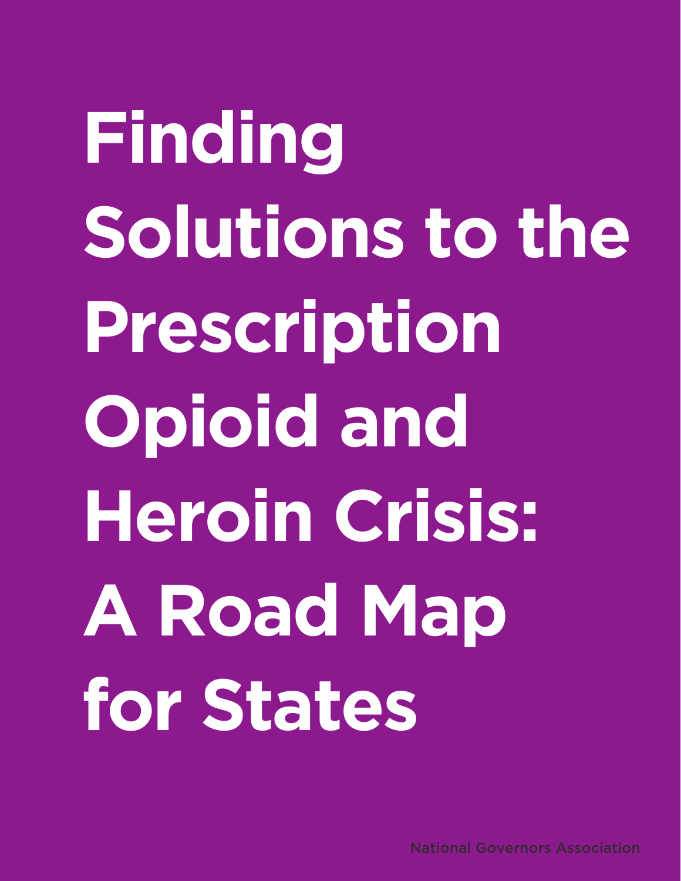# Finding Solutions to the Prescription Opioid and Heroin Crisis: A Road Map for States

National Governors Association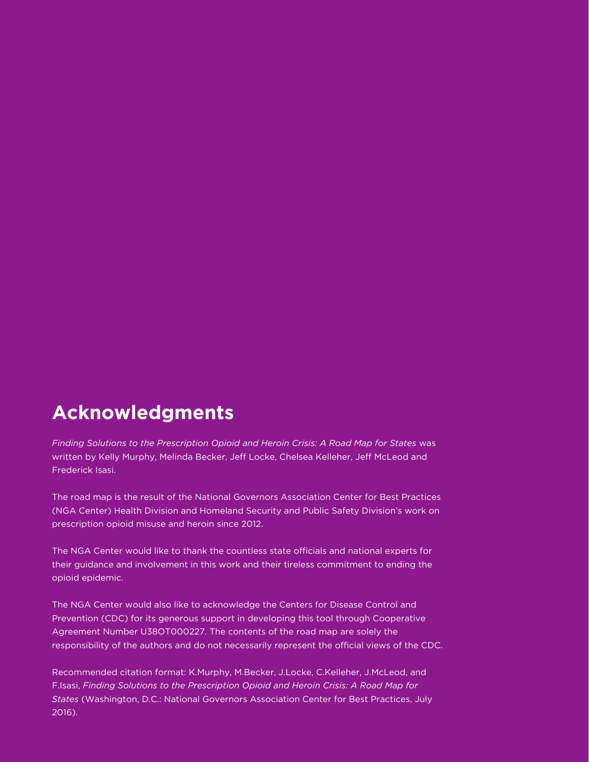## Acknowledgments

*Finding Solutions to the Prescription Opioid and Heroin Crisis: A Road Map for States* was written by Kelly Murphy, Melinda Becker, Jeff Locke, Chelsea Kelleher, Jeff McLeod and Frederick Isasi.

The road map is the result of the National Governors Association Center for Best Practices (NGA Center) Health Division and Homeland Security and Public Safety Division's work on prescription opioid misuse and heroin since 2012.

The NGA Center would like to thank the countless state officials and national experts for their guidance and involvement in this work and their tireless commitment to ending the opioid epidemic.

The NGA Center would also like to acknowledge the Centers for Disease Control and Prevention (CDC) for its generous support in developing this tool through Cooperative Agreement Number U38OT000227. The contents of the road map are solely the responsibility of the authors and do not necessarily represent the official views of the CDC.

Recommended citation format: K.Murphy, M.Becker, J.Locke, C.Kelleher, J.McLeod, and F.Isasi, *Finding Solutions to the Prescription Opioid and Heroin Crisis: A Road Map for States* (Washington, D.C.: National Governors Association Center for Best Practices, July 2016).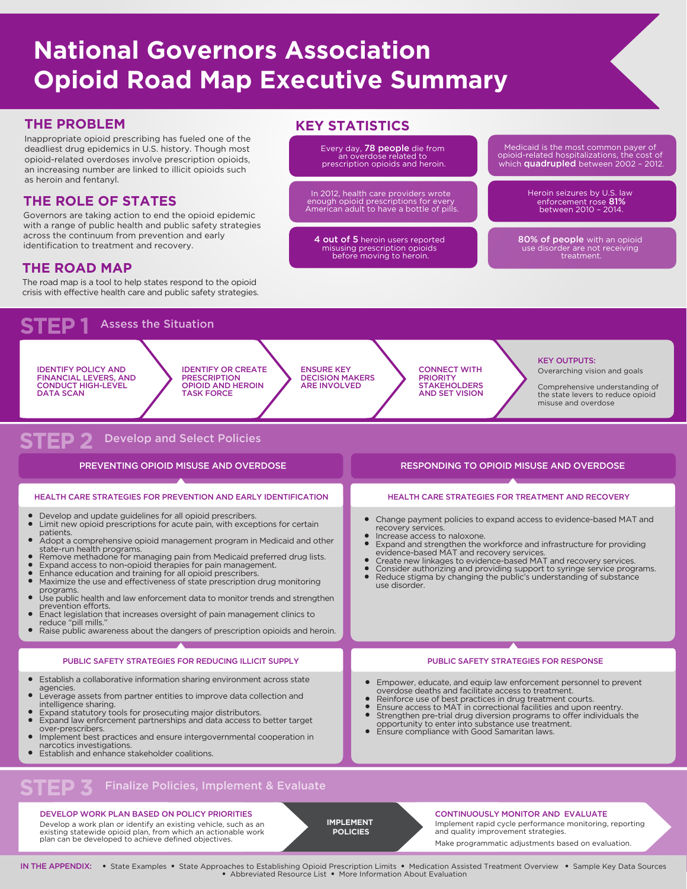# National Governors Association Opioid Road Map Executive Summary

## THE PROBLEM

Inappropriate opioid prescribing has fueled one of the deadliest drug epidemics in U.S. history. Though most opioid-related overdoses involve prescription opioids, an increasing number are linked to illicit opioids such as heroin and fentanyl.

## THE ROLE OF STATES

Governors are taking action to end the opioid epidemic with a range of public health and public safety strategies across the continuum from prevention and early identification to treatment and recovery.

## THE ROAD MAP

The road map is a tool to help states respond to the opioid crisis with effective health care and public safety strategies.

## KEY STATISTICS

- Every day, **78 people** die from an overdose related to prescription opioids and heroin.
- Medicaid is the most common payer of opioid-related hospitalizations, the cost of which **quadrupled** between 2002 – 2012.
- In 2012, health care providers wrote enough opioid prescriptions for every American adult to have a bottle of pills.
- Heroin seizures by U.S. law enforcement rose **81%** between 2010 – 2014.
- **4 out of 5** heroin users reported misusing prescription opioids before moving to heroin.
- **80% of people** with an opioid use disorder are not receiving treatment.

## STEP 1 Assess the Situation

1. IDENTIFY POLICY AND FINANCIAL LEVERS, AND CONDUCT HIGH-LEVEL DATA SCAN
2. IDENTIFY OR CREATE PRESCRIPTION OPIOID AND HEROIN TASK FORCE
3. ENSURE KEY DECISION MAKERS ARE INVOLVED
4. CONNECT WITH PRIORITY STAKEHOLDERS AND SET VISION

**KEY OUTPUTS:**

Overarching vision and goals

Comprehensive understanding of the state levers to reduce opioid misuse and overdose

## STEP 2 Develop and Select Policies

### PREVENTING OPIOID MISUSE AND OVERDOSE

#### HEALTH CARE STRATEGIES FOR PREVENTION AND EARLY IDENTIFICATION

- Develop and update guidelines for all opioid prescribers.
- Limit new opioid prescriptions for acute pain, with exceptions for certain patients.
- Adopt a comprehensive opioid management program in Medicaid and other state-run health programs.
- Remove methadone for managing pain from Medicaid preferred drug lists.
- Expand access to non-opioid therapies for pain management.
- Enhance education and training for all opioid prescribers.
- Maximize the use and effectiveness of state prescription drug monitoring programs.
- Use public health and law enforcement data to monitor trends and strengthen prevention efforts.
- Enact legislation that increases oversight of pain management clinics to reduce "pill mills."
- Raise public awareness about the dangers of prescription opioids and heroin.

#### PUBLIC SAFETY STRATEGIES FOR REDUCING ILLICIT SUPPLY

- Establish a collaborative information sharing environment across state agencies.
- Leverage assets from partner entities to improve data collection and intelligence sharing.
- Expand statutory tools for prosecuting major distributors.
- Expand law enforcement partnerships and data access to better target over-prescribers.
- Implement best practices and ensure intergovernmental cooperation in narcotics investigations.
- Establish and enhance stakeholder coalitions.

### RESPONDING TO OPIOID MISUSE AND OVERDOSE

#### HEALTH CARE STRATEGIES FOR TREATMENT AND RECOVERY

- Change payment policies to expand access to evidence-based MAT and recovery services.
- Increase access to naloxone.
- Expand and strengthen the workforce and infrastructure for providing evidence-based MAT and recovery services.
- Create new linkages to evidence-based MAT and recovery services.
- Consider authorizing and providing support to syringe service programs.
- Reduce stigma by changing the public's understanding of substance use disorder.

#### PUBLIC SAFETY STRATEGIES FOR RESPONSE

- Empower, educate, and equip law enforcement personnel to prevent overdose deaths and facilitate access to treatment.
- Reinforce use of best practices in drug treatment courts.
- Ensure access to MAT in correctional facilities and upon reentry.
- Strengthen pre-trial drug diversion programs to offer individuals the opportunity to enter into substance use treatment.
- Ensure compliance with Good Samaritan laws.

## STEP 3 Finalize Policies, Implement & Evaluate

**DEVELOP WORK PLAN BASED ON POLICY PRIORITIES**

Develop a work plan or identify an existing vehicle, such as an existing statewide opioid plan, from which an actionable work plan can be developed to achieve defined objectives.

**IMPLEMENT POLICIES**

**CONTINUOUSLY MONITOR AND EVALUATE**

Implement rapid cycle performance monitoring, reporting and quality improvement strategies.

Make programmatic adjustments based on evaluation.

**IN THE APPENDIX:** • State Examples • State Approaches to Establishing Opioid Prescription Limits • Medication Assisted Treatment Overview • Sample Key Data Sources • Abbreviated Resource List • More Information About Evaluation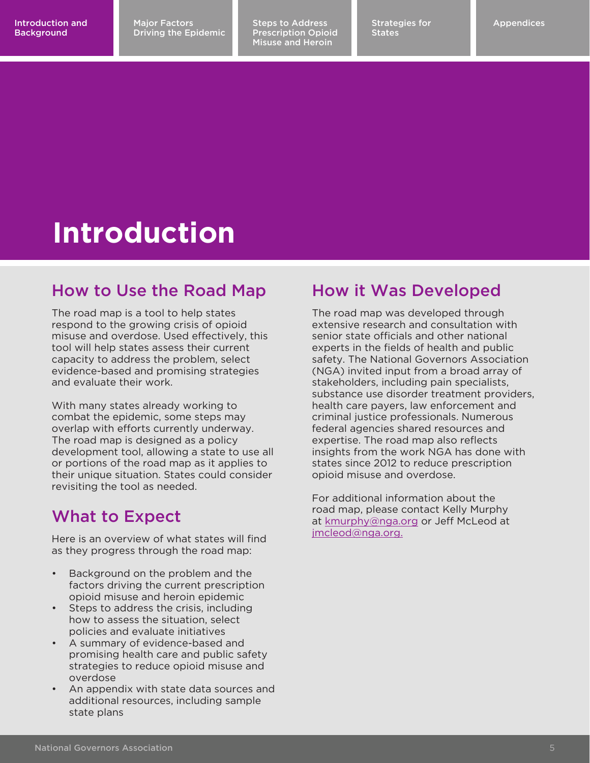# Introduction

## How to Use the Road Map

The road map is a tool to help states respond to the growing crisis of opioid misuse and overdose. Used effectively, this tool will help states assess their current capacity to address the problem, select evidence-based and promising strategies and evaluate their work.

With many states already working to combat the epidemic, some steps may overlap with efforts currently underway. The road map is designed as a policy development tool, allowing a state to use all or portions of the road map as it applies to their unique situation. States could consider revisiting the tool as needed.

## What to Expect

Here is an overview of what states will find as they progress through the road map:

- Background on the problem and the factors driving the current prescription opioid misuse and heroin epidemic
- Steps to address the crisis, including how to assess the situation, select policies and evaluate initiatives
- A summary of evidence-based and promising health care and public safety strategies to reduce opioid misuse and overdose
- An appendix with state data sources and additional resources, including sample state plans

## How it Was Developed

The road map was developed through extensive research and consultation with senior state officials and other national experts in the fields of health and public safety. The National Governors Association (NGA) invited input from a broad array of stakeholders, including pain specialists, substance use disorder treatment providers, health care payers, law enforcement and criminal justice professionals. Numerous federal agencies shared resources and expertise. The road map also reflects insights from the work NGA has done with states since 2012 to reduce prescription opioid misuse and overdose.

For additional information about the road map, please contact Kelly Murphy at kmurphy@nga.org or Jeff McLeod at jmcleod@nga.org.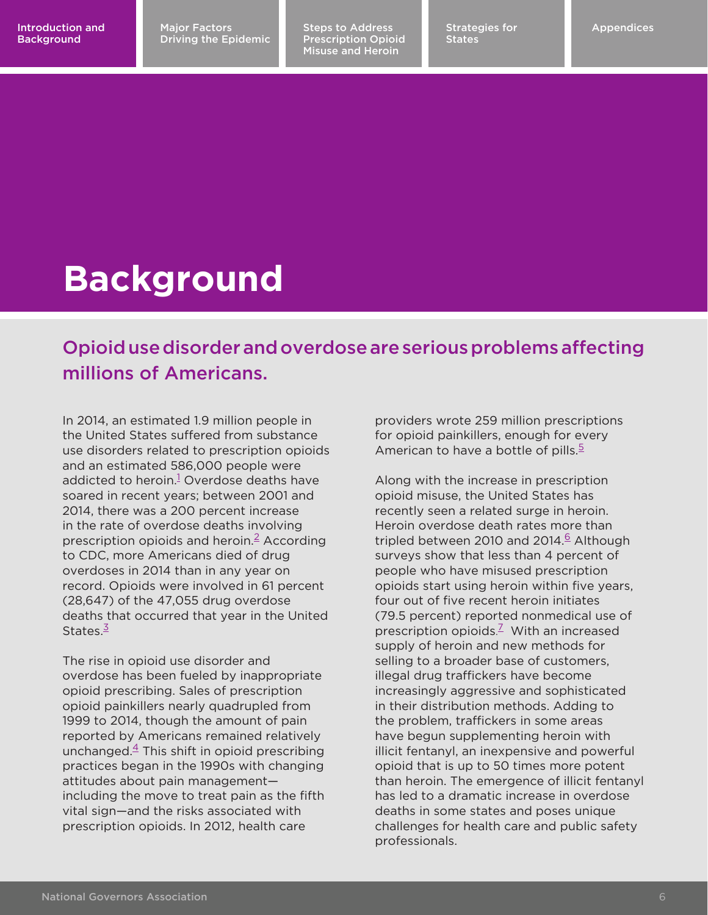# Background

## Opioid use disorder and overdose are serious problems affecting millions of Americans.

In 2014, an estimated 1.9 million people in the United States suffered from substance use disorders related to prescription opioids and an estimated 586,000 people were addicted to heroin.[1] Overdose deaths have soared in recent years; between 2001 and 2014, there was a 200 percent increase in the rate of overdose deaths involving prescription opioids and heroin.[2] According to CDC, more Americans died of drug overdoses in 2014 than in any year on record. Opioids were involved in 61 percent (28,647) of the 47,055 drug overdose deaths that occurred that year in the United States.[3]

The rise in opioid use disorder and overdose has been fueled by inappropriate opioid prescribing. Sales of prescription opioid painkillers nearly quadrupled from 1999 to 2014, though the amount of pain reported by Americans remained relatively unchanged.[4] This shift in opioid prescribing practices began in the 1990s with changing attitudes about pain management—including the move to treat pain as the fifth vital sign—and the risks associated with prescription opioids. In 2012, health care providers wrote 259 million prescriptions for opioid painkillers, enough for every American to have a bottle of pills.[5]

Along with the increase in prescription opioid misuse, the United States has recently seen a related surge in heroin. Heroin overdose death rates more than tripled between 2010 and 2014.[6] Although surveys show that less than 4 percent of people who have misused prescription opioids start using heroin within five years, four out of five recent heroin initiates (79.5 percent) reported nonmedical use of prescription opioids.[7] With an increased supply of heroin and new methods for selling to a broader base of customers, illegal drug traffickers have become increasingly aggressive and sophisticated in their distribution methods. Adding to the problem, traffickers in some areas have begun supplementing heroin with illicit fentanyl, an inexpensive and powerful opioid that is up to 50 times more potent than heroin. The emergence of illicit fentanyl has led to a dramatic increase in overdose deaths in some states and poses unique challenges for health care and public safety professionals.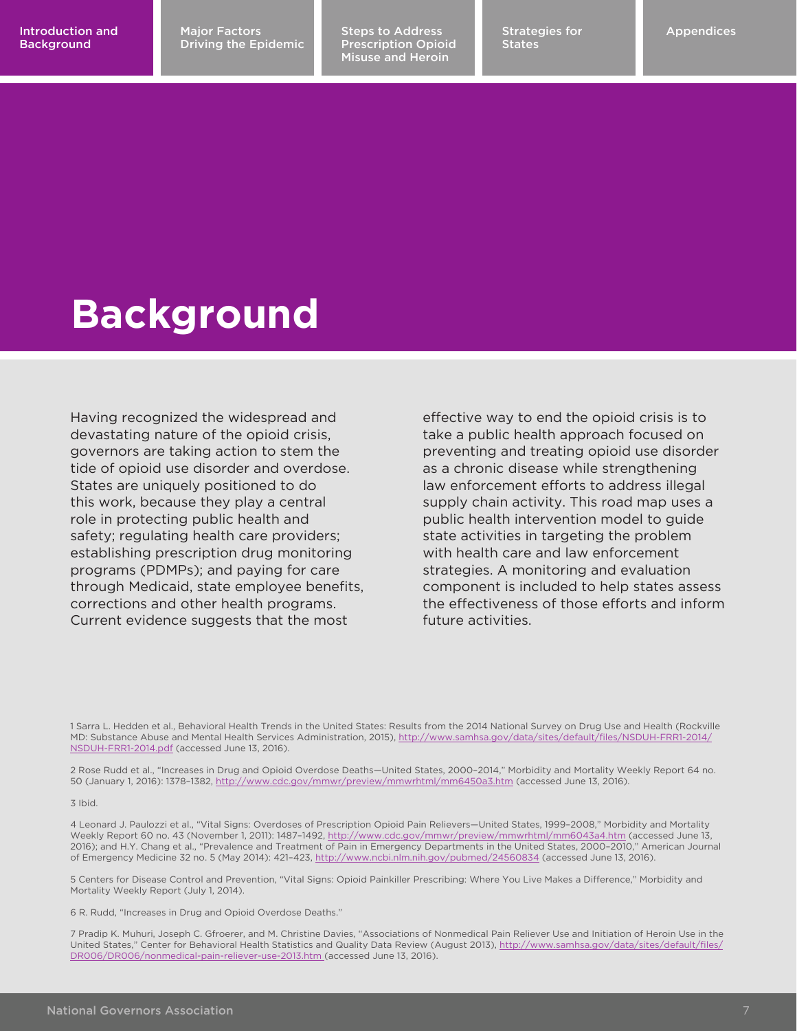# Background

Having recognized the widespread and devastating nature of the opioid crisis, governors are taking action to stem the tide of opioid use disorder and overdose. States are uniquely positioned to do this work, because they play a central role in protecting public health and safety; regulating health care providers; establishing prescription drug monitoring programs (PDMPs); and paying for care through Medicaid, state employee benefits, corrections and other health programs. Current evidence suggests that the most effective way to end the opioid crisis is to take a public health approach focused on preventing and treating opioid use disorder as a chronic disease while strengthening law enforcement efforts to address illegal supply chain activity. This road map uses a public health intervention model to guide state activities in targeting the problem with health care and law enforcement strategies. A monitoring and evaluation component is included to help states assess the effectiveness of those efforts and inform future activities.

1 Sarra L. Hedden et al., Behavioral Health Trends in the United States: Results from the 2014 National Survey on Drug Use and Health (Rockville MD: Substance Abuse and Mental Health Services Administration, 2015), http://www.samhsa.gov/data/sites/default/files/NSDUH-FRR1-2014/NSDUH-FRR1-2014.pdf (accessed June 13, 2016).

2 Rose Rudd et al., "Increases in Drug and Opioid Overdose Deaths—United States, 2000–2014," Morbidity and Mortality Weekly Report 64 no. 50 (January 1, 2016): 1378–1382, http://www.cdc.gov/mmwr/preview/mmwrhtml/mm6450a3.htm (accessed June 13, 2016).

3 Ibid.

4 Leonard J. Paulozzi et al., "Vital Signs: Overdoses of Prescription Opioid Pain Relievers—United States, 1999–2008," Morbidity and Mortality Weekly Report 60 no. 43 (November 1, 2011): 1487–1492, http://www.cdc.gov/mmwr/preview/mmwrhtml/mm6043a4.htm (accessed June 13, 2016); and H.Y. Chang et al., "Prevalence and Treatment of Pain in Emergency Departments in the United States, 2000–2010," American Journal of Emergency Medicine 32 no. 5 (May 2014): 421–423, http://www.ncbi.nlm.nih.gov/pubmed/24560834 (accessed June 13, 2016).

5 Centers for Disease Control and Prevention, "Vital Signs: Opioid Painkiller Prescribing: Where You Live Makes a Difference," Morbidity and Mortality Weekly Report (July 1, 2014).

6 R. Rudd, "Increases in Drug and Opioid Overdose Deaths."

7 Pradip K. Muhuri, Joseph C. Gfroerer, and M. Christine Davies, "Associations of Nonmedical Pain Reliever Use and Initiation of Heroin Use in the United States," Center for Behavioral Health Statistics and Quality Data Review (August 2013), http://www.samhsa.gov/data/sites/default/files/DR006/DR006/nonmedical-pain-reliever-use-2013.htm (accessed June 13, 2016).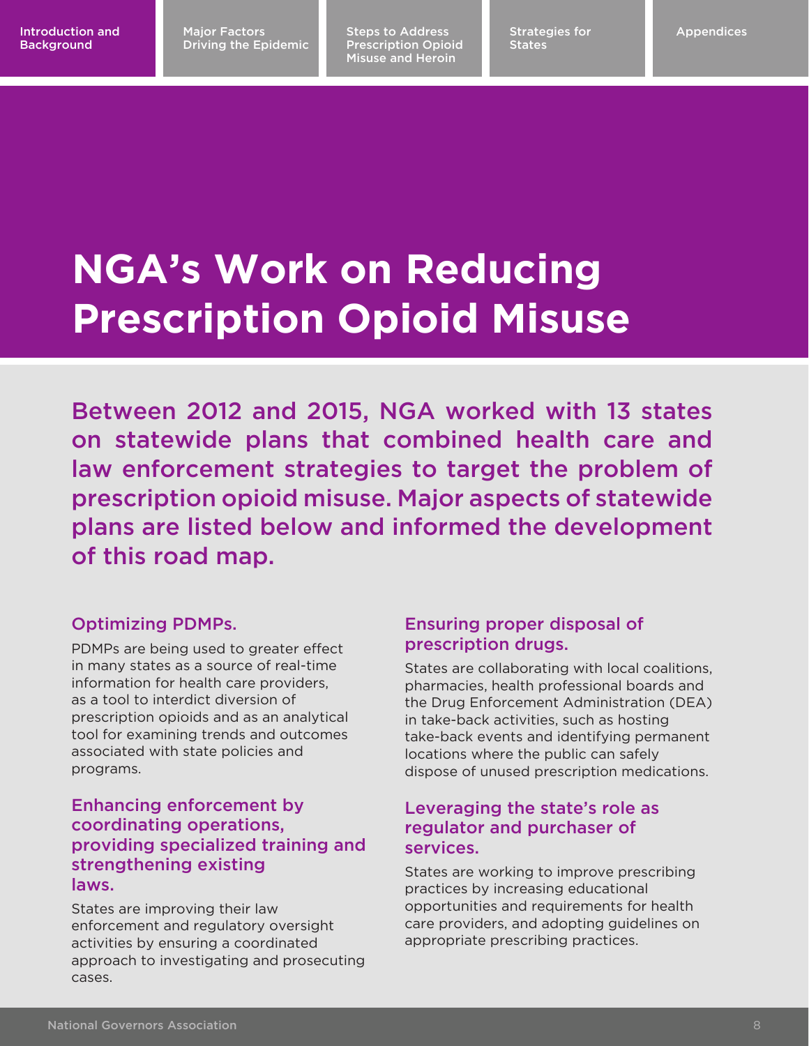# NGA's Work on Reducing Prescription Opioid Misuse

Between 2012 and 2015, NGA worked with 13 states on statewide plans that combined health care and law enforcement strategies to target the problem of prescription opioid misuse. Major aspects of statewide plans are listed below and informed the development of this road map.

### Optimizing PDMPs.

PDMPs are being used to greater effect in many states as a source of real-time information for health care providers, as a tool to interdict diversion of prescription opioids and as an analytical tool for examining trends and outcomes associated with state policies and programs.

### Enhancing enforcement by coordinating operations, providing specialized training and strengthening existing laws.

States are improving their law enforcement and regulatory oversight activities by ensuring a coordinated approach to investigating and prosecuting cases.

### Ensuring proper disposal of prescription drugs.

States are collaborating with local coalitions, pharmacies, health professional boards and the Drug Enforcement Administration (DEA) in take-back activities, such as hosting take-back events and identifying permanent locations where the public can safely dispose of unused prescription medications.

### Leveraging the state's role as regulator and purchaser of services.

States are working to improve prescribing practices by increasing educational opportunities and requirements for health care providers, and adopting guidelines on appropriate prescribing practices.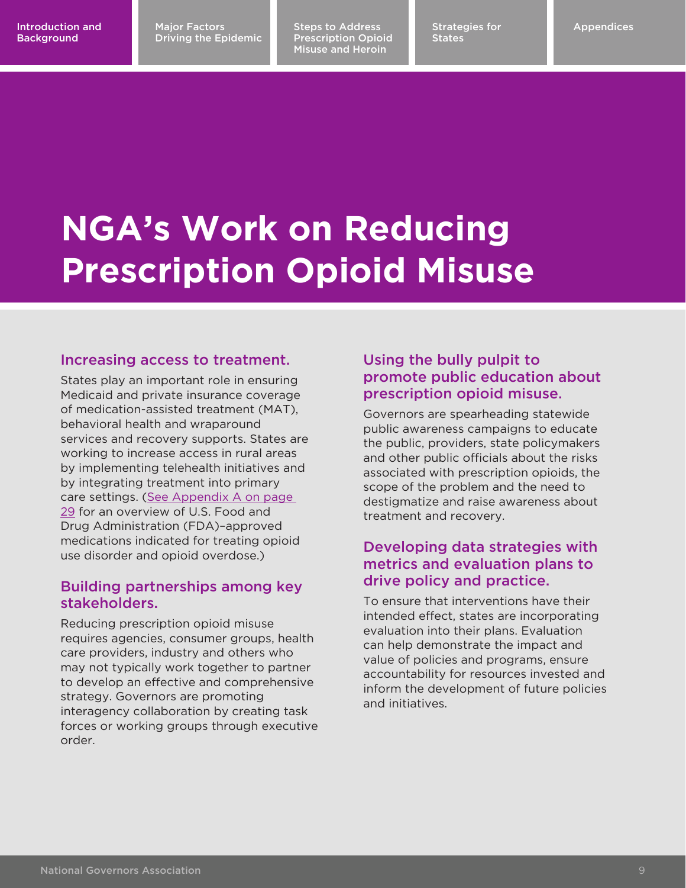# NGA's Work on Reducing Prescription Opioid Misuse

### Increasing access to treatment.

States play an important role in ensuring Medicaid and private insurance coverage of medication-assisted treatment (MAT), behavioral health and wraparound services and recovery supports. States are working to increase access in rural areas by implementing telehealth initiatives and by integrating treatment into primary care settings. (See Appendix A on page 29 for an overview of U.S. Food and Drug Administration (FDA)–approved medications indicated for treating opioid use disorder and opioid overdose.)

### Building partnerships among key stakeholders.

Reducing prescription opioid misuse requires agencies, consumer groups, health care providers, industry and others who may not typically work together to partner to develop an effective and comprehensive strategy. Governors are promoting interagency collaboration by creating task forces or working groups through executive order.

### Using the bully pulpit to promote public education about prescription opioid misuse.

Governors are spearheading statewide public awareness campaigns to educate the public, providers, state policymakers and other public officials about the risks associated with prescription opioids, the scope of the problem and the need to destigmatize and raise awareness about treatment and recovery.

### Developing data strategies with metrics and evaluation plans to drive policy and practice.

To ensure that interventions have their intended effect, states are incorporating evaluation into their plans. Evaluation can help demonstrate the impact and value of policies and programs, ensure accountability for resources invested and inform the development of future policies and initiatives.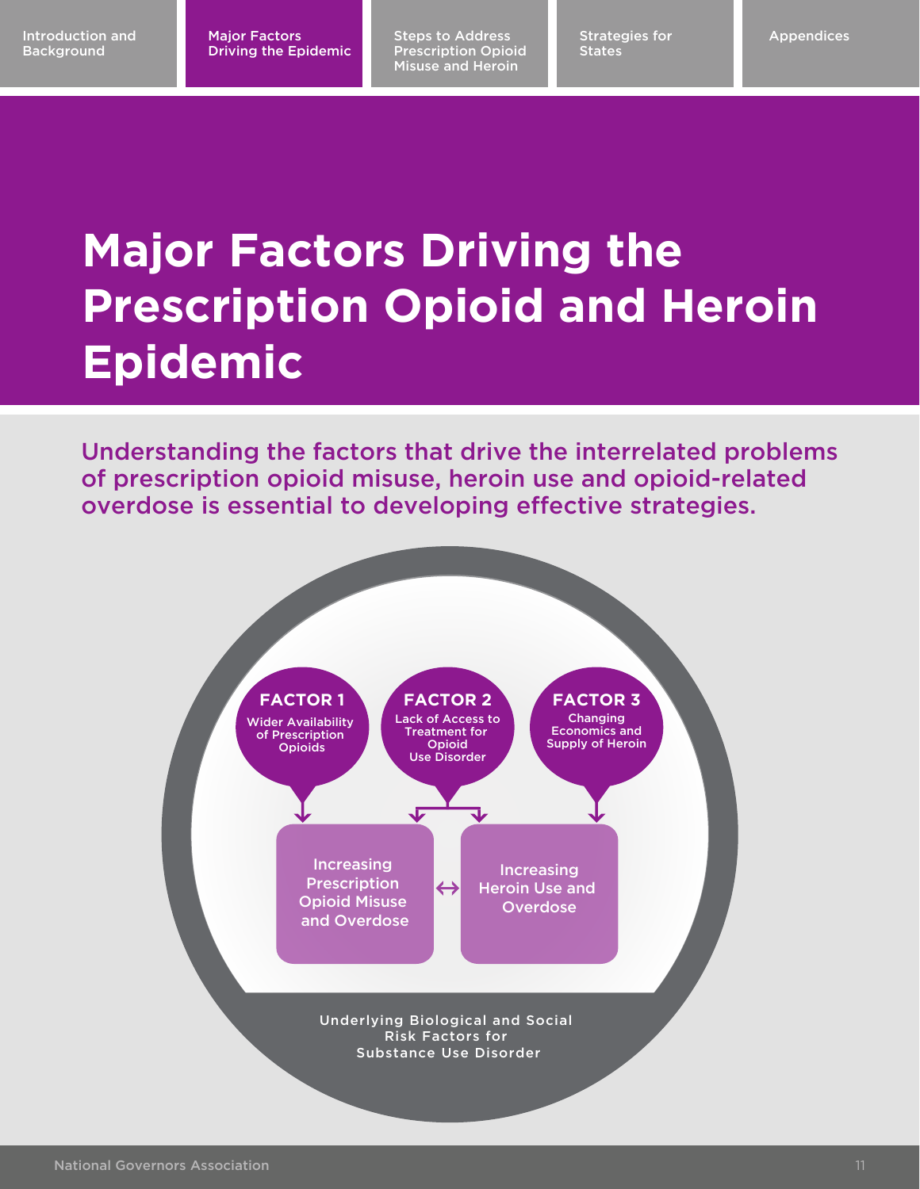# Major Factors Driving the Prescription Opioid and Heroin Epidemic

Understanding the factors that drive the interrelated problems of prescription opioid misuse, heroin use and opioid-related overdose is essential to developing effective strategies.

**FACTOR 1**
Wider Availability of Prescription Opioids

**FACTOR 2**
Lack of Access to Treatment for Opioid Use Disorder

**FACTOR 3**
Changing Economics and Supply of Heroin

Increasing Prescription Opioid Misuse and Overdose ↔ Increasing Heroin Use and Overdose

Underlying Biological and Social Risk Factors for Substance Use Disorder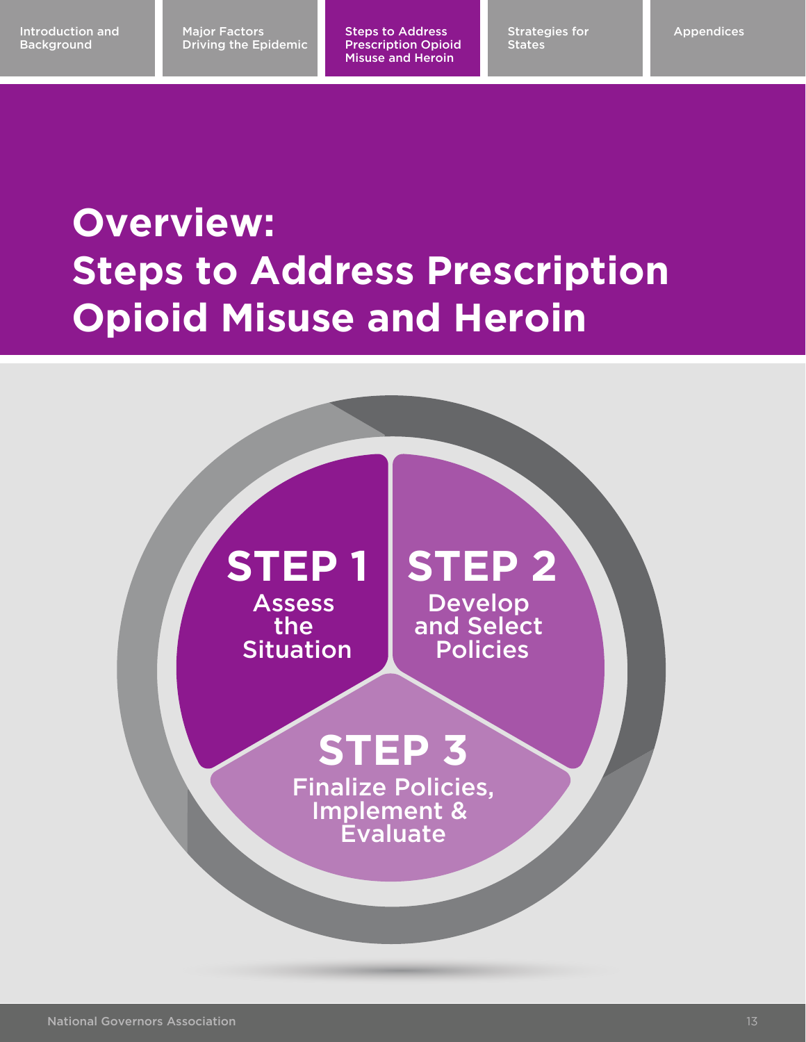# Overview: Steps to Address Prescription Opioid Misuse and Heroin

**STEP 1**
Assess the Situation

**STEP 2**
Develop and Select Policies

**STEP 3**
Finalize Policies, Implement & Evaluate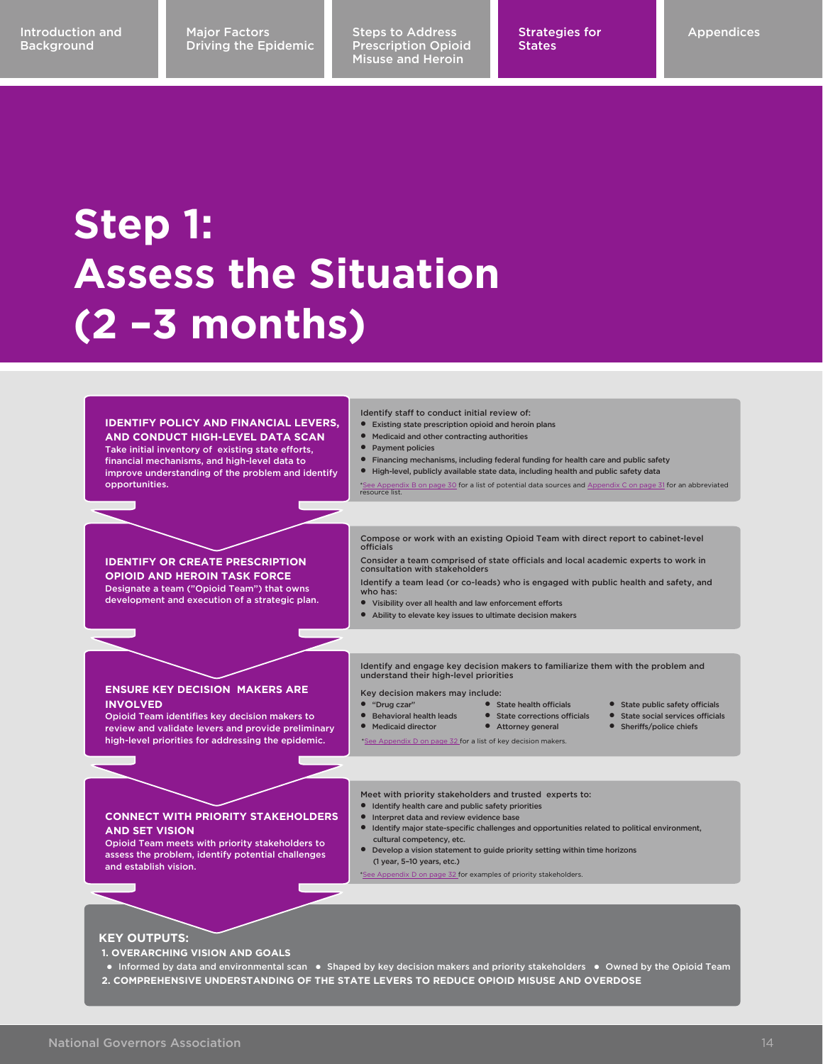# Step 1: Assess the Situation (2 –3 months)

## IDENTIFY POLICY AND FINANCIAL LEVERS, AND CONDUCT HIGH-LEVEL DATA SCAN

Take initial inventory of existing state efforts, financial mechanisms, and high-level data to improve understanding of the problem and identify opportunities.

Identify staff to conduct initial review of:

- Existing state prescription opioid and heroin plans
- Medicaid and other contracting authorities
- Payment policies
- Financing mechanisms, including federal funding for health care and public safety
- High-level, publicly available state data, including health and public safety data

*See Appendix B on page 30 for a list of potential data sources and Appendix C on page 31 for an abbreviated resource list.

## IDENTIFY OR CREATE PRESCRIPTION OPIOID AND HEROIN TASK FORCE

Designate a team ("Opioid Team") that owns development and execution of a strategic plan.

Compose or work with an existing Opioid Team with direct report to cabinet-level officials

Consider a team comprised of state officials and local academic experts to work in consultation with stakeholders

Identify a team lead (or co-leads) who is engaged with public health and safety, and who has:

- Visibility over all health and law enforcement efforts
- Ability to elevate key issues to ultimate decision makers

## ENSURE KEY DECISION MAKERS ARE INVOLVED

Opioid Team identifies key decision makers to review and validate levers and provide preliminary high-level priorities for addressing the epidemic.

Identify and engage key decision makers to familiarize them with the problem and understand their high-level priorities

Key decision makers may include:

- "Drug czar"
- Behavioral health leads
- Medicaid director
- State health officials
- State corrections officials
- Attorney general
- State public safety officials
- State social services officials
- Sheriffs/police chiefs

*See Appendix D on page 32 for a list of key decision makers.

## CONNECT WITH PRIORITY STAKEHOLDERS AND SET VISION

Opioid Team meets with priority stakeholders to assess the problem, identify potential challenges and establish vision.

Meet with priority stakeholders and trusted experts to:

- Identify health care and public safety priorities
- Interpret data and review evidence base
- Identify major state-specific challenges and opportunities related to political environment, cultural competency, etc.
- Develop a vision statement to guide priority setting within time horizons (1 year, 5–10 years, etc.)

*See Appendix D on page 32 for examples of priority stakeholders.

## KEY OUTPUTS:

1. **OVERARCHING VISION AND GOALS**
   - Informed by data and environmental scan
   - Shaped by key decision makers and priority stakeholders
   - Owned by the Opioid Team
2. **COMPREHENSIVE UNDERSTANDING OF THE STATE LEVERS TO REDUCE OPIOID MISUSE AND OVERDOSE**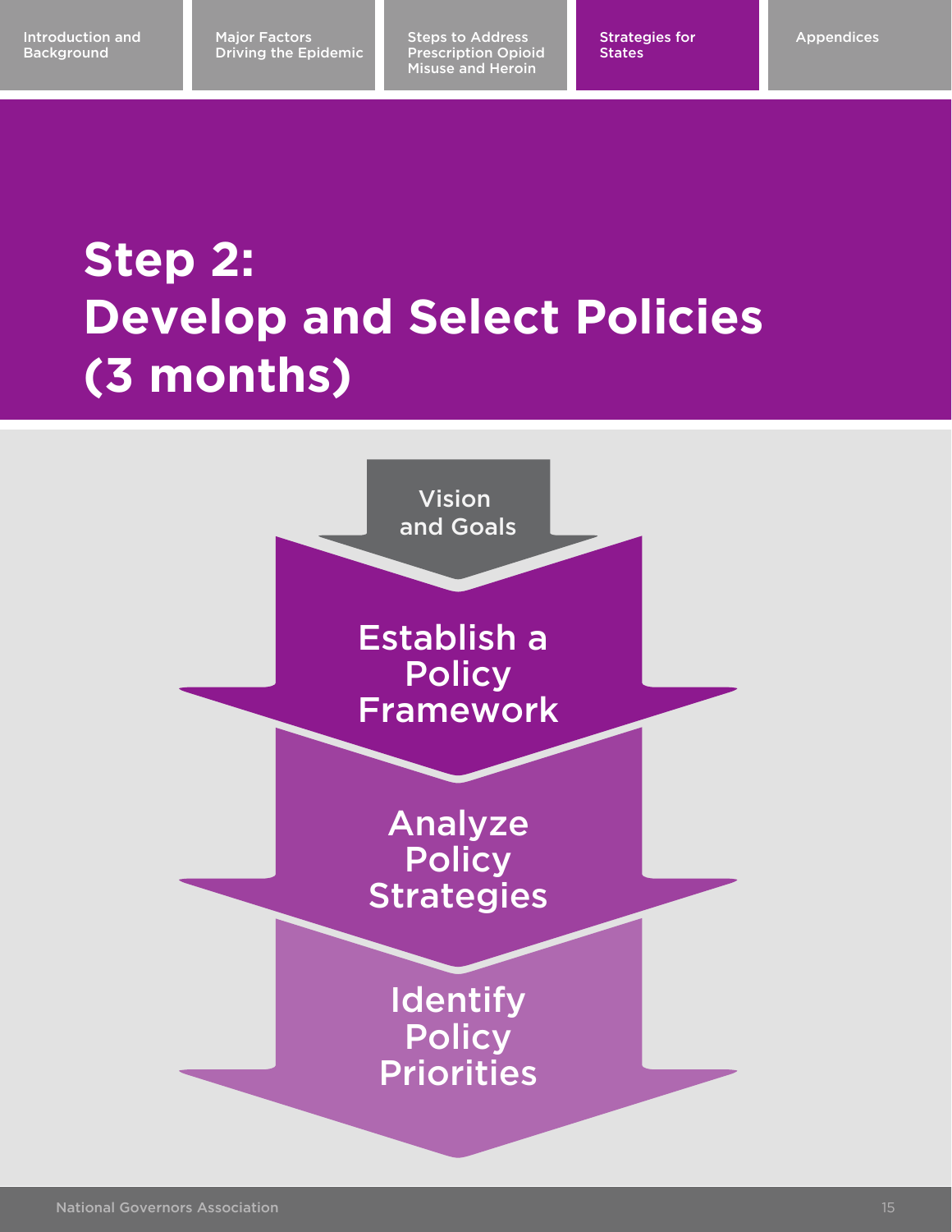# Step 2: Develop and Select Policies (3 months)

Vision and Goals

Establish a Policy Framework

Analyze Policy Strategies

Identify Policy Priorities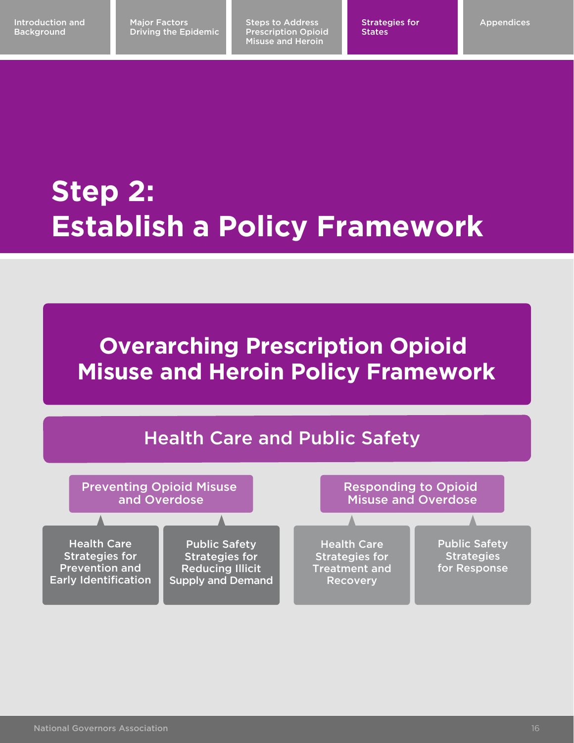# Step 2: Establish a Policy Framework

## Overarching Prescription Opioid Misuse and Heroin Policy Framework

### Health Care and Public Safety

**Preventing Opioid Misuse and Overdose**

- Health Care Strategies for Prevention and Early Identification
- Public Safety Strategies for Reducing Illicit Supply and Demand

**Responding to Opioid Misuse and Overdose**

- Health Care Strategies for Treatment and Recovery
- Public Safety Strategies for Response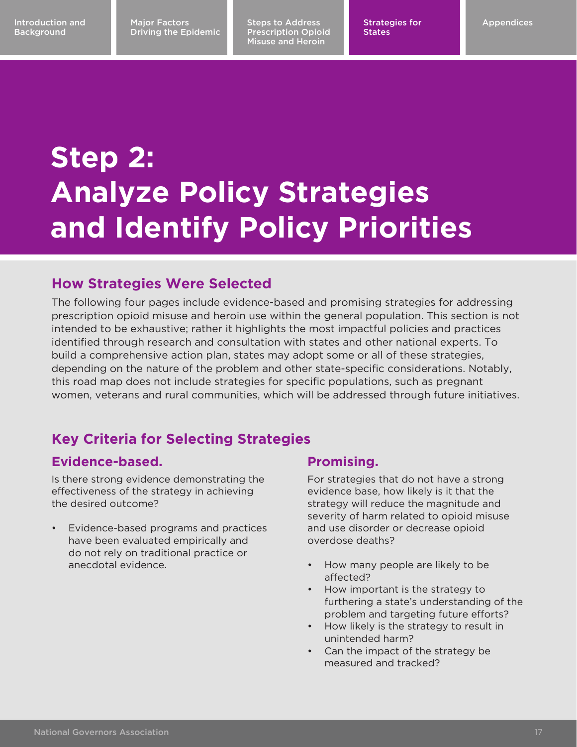# Step 2: Analyze Policy Strategies and Identify Policy Priorities

## How Strategies Were Selected

The following four pages include evidence-based and promising strategies for addressing prescription opioid misuse and heroin use within the general population. This section is not intended to be exhaustive; rather it highlights the most impactful policies and practices identified through research and consultation with states and other national experts. To build a comprehensive action plan, states may adopt some or all of these strategies, depending on the nature of the problem and other state-specific considerations. Notably, this road map does not include strategies for specific populations, such as pregnant women, veterans and rural communities, which will be addressed through future initiatives.

## Key Criteria for Selecting Strategies

### Evidence-based.

Is there strong evidence demonstrating the effectiveness of the strategy in achieving the desired outcome?

- Evidence-based programs and practices have been evaluated empirically and do not rely on traditional practice or anecdotal evidence.

### Promising.

For strategies that do not have a strong evidence base, how likely is it that the strategy will reduce the magnitude and severity of harm related to opioid misuse and use disorder or decrease opioid overdose deaths?

- How many people are likely to be affected?
- How important is the strategy to furthering a state's understanding of the problem and targeting future efforts?
- How likely is the strategy to result in unintended harm?
- Can the impact of the strategy be measured and tracked?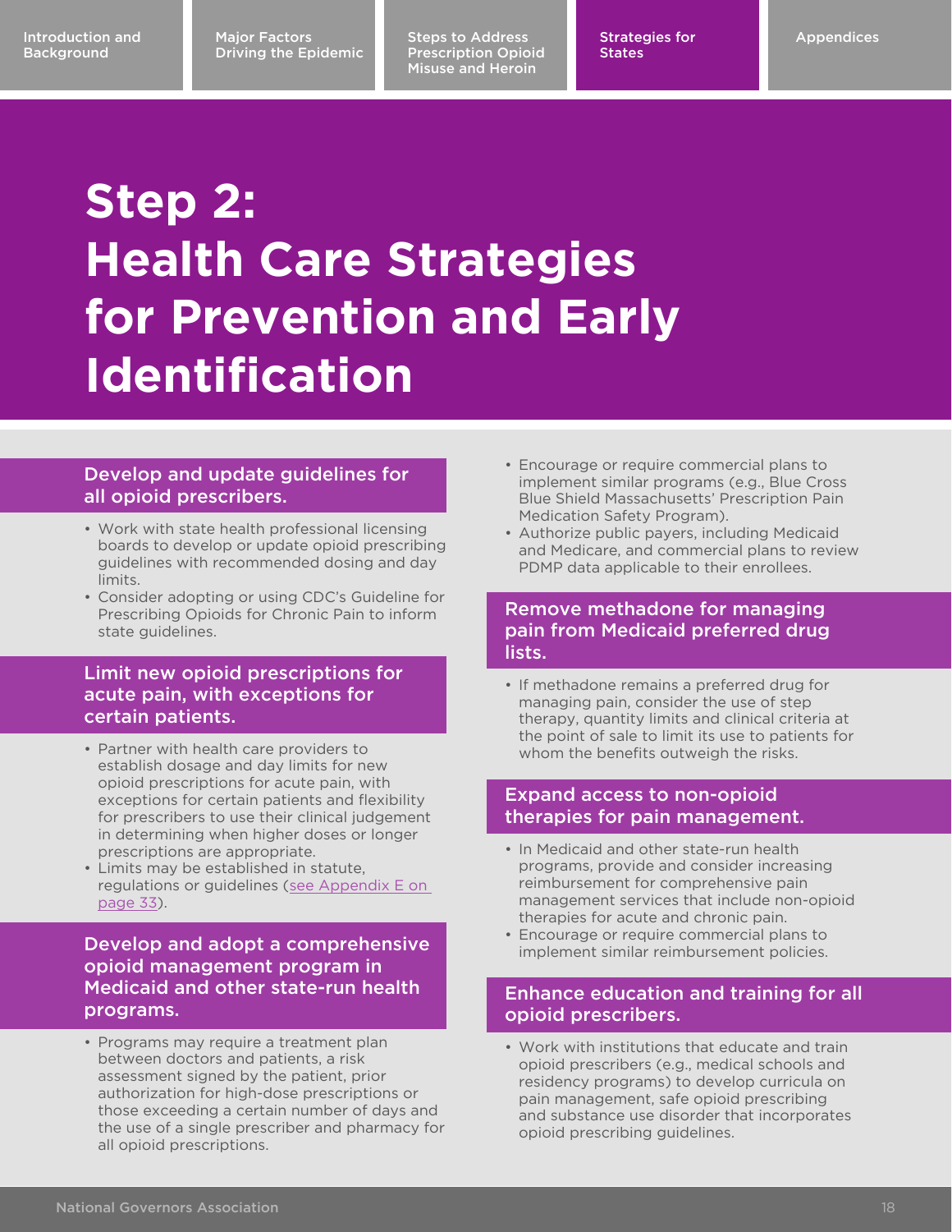# Step 2: Health Care Strategies for Prevention and Early Identification

## Develop and update guidelines for all opioid prescribers.

- Work with state health professional licensing boards to develop or update opioid prescribing guidelines with recommended dosing and day limits.
- Consider adopting or using CDC's Guideline for Prescribing Opioids for Chronic Pain to inform state guidelines.

## Limit new opioid prescriptions for acute pain, with exceptions for certain patients.

- Partner with health care providers to establish dosage and day limits for new opioid prescriptions for acute pain, with exceptions for certain patients and flexibility for prescribers to use their clinical judgement in determining when higher doses or longer prescriptions are appropriate.
- Limits may be established in statute, regulations or guidelines (see Appendix E on page 33).

## Develop and adopt a comprehensive opioid management program in Medicaid and other state-run health programs.

- Programs may require a treatment plan between doctors and patients, a risk assessment signed by the patient, prior authorization for high-dose prescriptions or those exceeding a certain number of days and the use of a single prescriber and pharmacy for all opioid prescriptions.
- Encourage or require commercial plans to implement similar programs (e.g., Blue Cross Blue Shield Massachusetts' Prescription Pain Medication Safety Program).
- Authorize public payers, including Medicaid and Medicare, and commercial plans to review PDMP data applicable to their enrollees.

## Remove methadone for managing pain from Medicaid preferred drug lists.

- If methadone remains a preferred drug for managing pain, consider the use of step therapy, quantity limits and clinical criteria at the point of sale to limit its use to patients for whom the benefits outweigh the risks.

## Expand access to non-opioid therapies for pain management.

- In Medicaid and other state-run health programs, provide and consider increasing reimbursement for comprehensive pain management services that include non-opioid therapies for acute and chronic pain.
- Encourage or require commercial plans to implement similar reimbursement policies.

## Enhance education and training for all opioid prescribers.

- Work with institutions that educate and train opioid prescribers (e.g., medical schools and residency programs) to develop curricula on pain management, safe opioid prescribing and substance use disorder that incorporates opioid prescribing guidelines.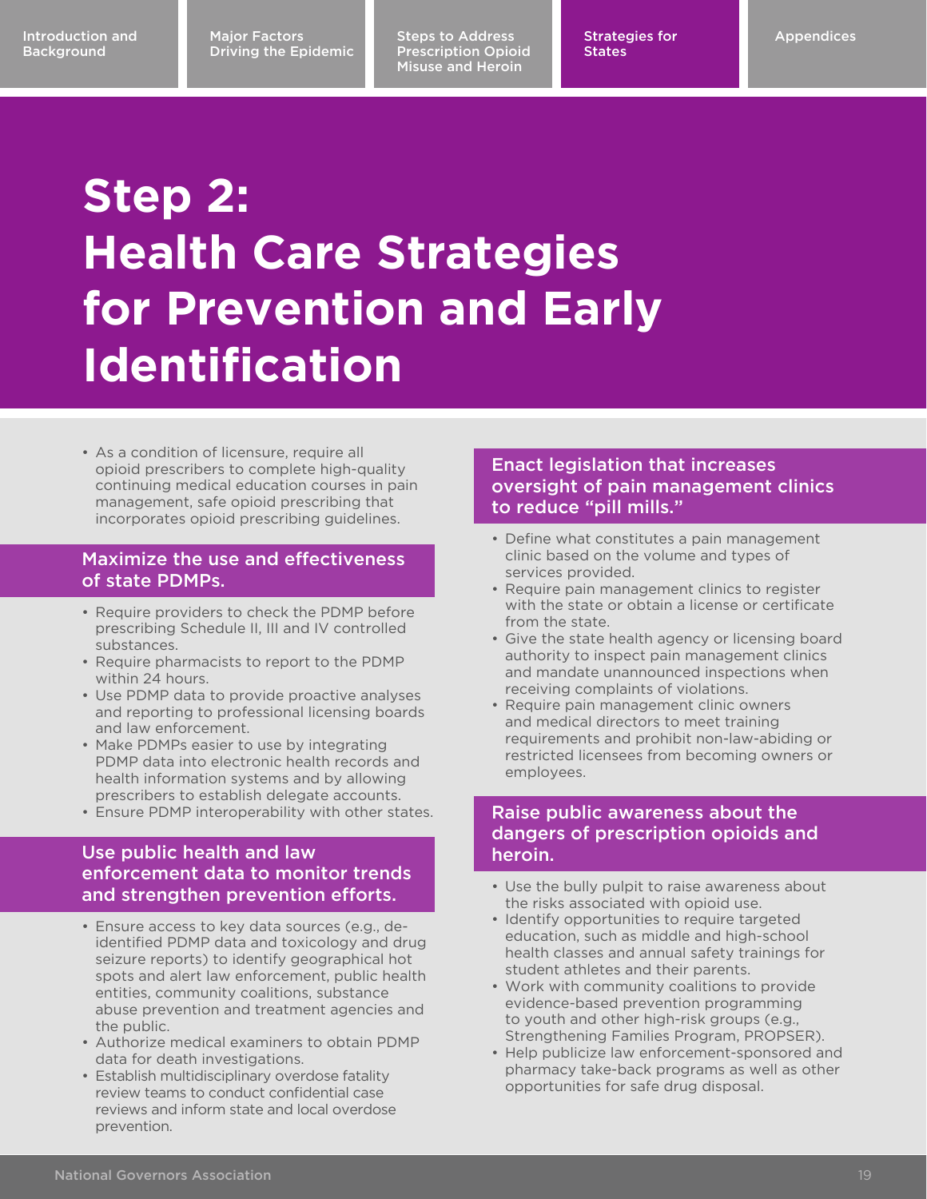# Step 2: Health Care Strategies for Prevention and Early Identification

- As a condition of licensure, require all opioid prescribers to complete high-quality continuing medical education courses in pain management, safe opioid prescribing that incorporates opioid prescribing guidelines.

### Maximize the use and effectiveness of state PDMPs.

- Require providers to check the PDMP before prescribing Schedule II, III and IV controlled substances.
- Require pharmacists to report to the PDMP within 24 hours.
- Use PDMP data to provide proactive analyses and reporting to professional licensing boards and law enforcement.
- Make PDMPs easier to use by integrating PDMP data into electronic health records and health information systems and by allowing prescribers to establish delegate accounts.
- Ensure PDMP interoperability with other states.

### Use public health and law enforcement data to monitor trends and strengthen prevention efforts.

- Ensure access to key data sources (e.g., de-identified PDMP data and toxicology and drug seizure reports) to identify geographical hot spots and alert law enforcement, public health entities, community coalitions, substance abuse prevention and treatment agencies and the public.
- Authorize medical examiners to obtain PDMP data for death investigations.
- Establish multidisciplinary overdose fatality review teams to conduct confidential case reviews and inform state and local overdose prevention.

### Enact legislation that increases oversight of pain management clinics to reduce "pill mills."

- Define what constitutes a pain management clinic based on the volume and types of services provided.
- Require pain management clinics to register with the state or obtain a license or certificate from the state.
- Give the state health agency or licensing board authority to inspect pain management clinics and mandate unannounced inspections when receiving complaints of violations.
- Require pain management clinic owners and medical directors to meet training requirements and prohibit non-law-abiding or restricted licensees from becoming owners or employees.

### Raise public awareness about the dangers of prescription opioids and heroin.

- Use the bully pulpit to raise awareness about the risks associated with opioid use.
- Identify opportunities to require targeted education, such as middle and high-school health classes and annual safety trainings for student athletes and their parents.
- Work with community coalitions to provide evidence-based prevention programming to youth and other high-risk groups (e.g., Strengthening Families Program, PROPSER).
- Help publicize law enforcement-sponsored and pharmacy take-back programs as well as other opportunities for safe drug disposal.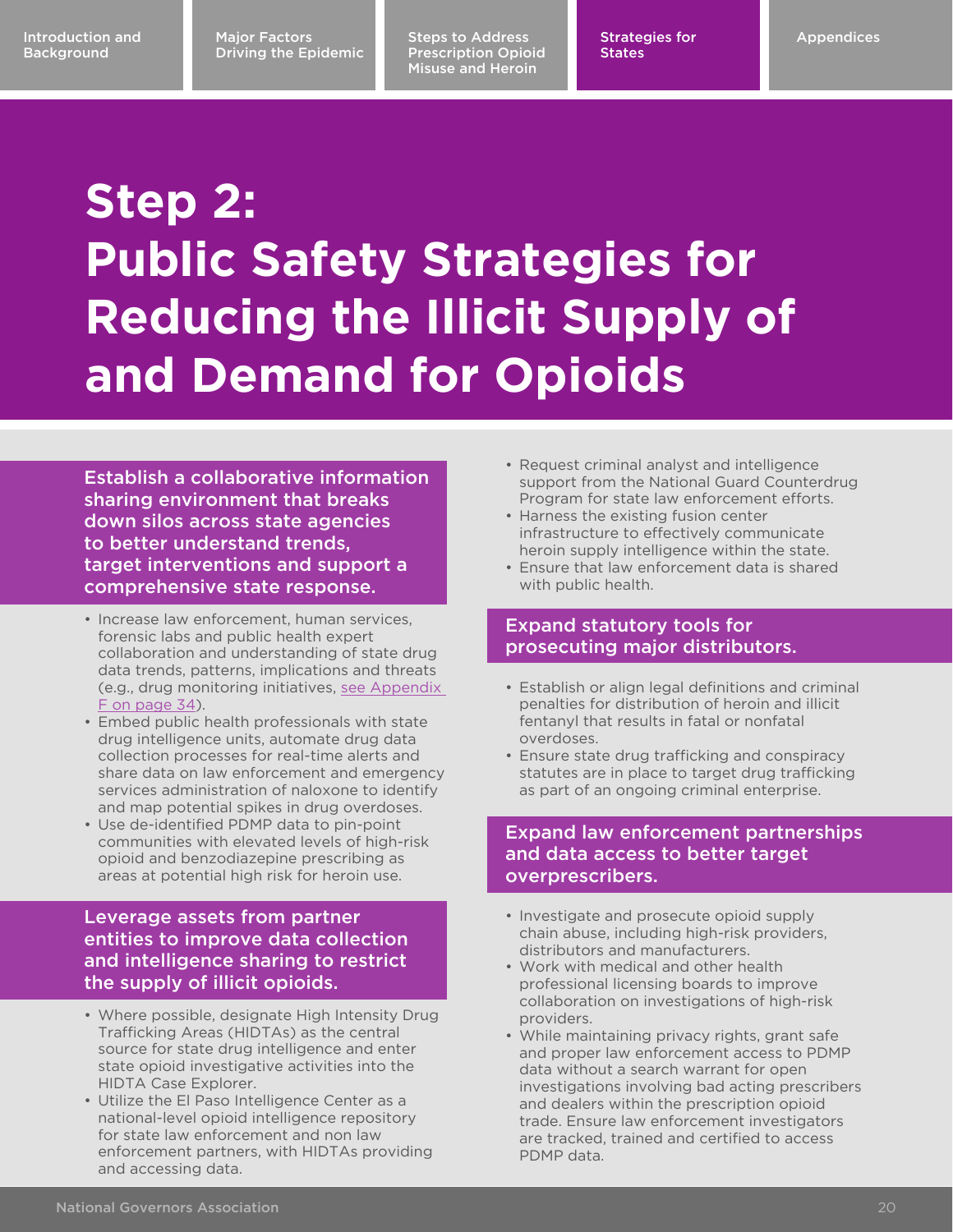# Step 2: Public Safety Strategies for Reducing the Illicit Supply of and Demand for Opioids

### Establish a collaborative information sharing environment that breaks down silos across state agencies to better understand trends, target interventions and support a comprehensive state response.

- Increase law enforcement, human services, forensic labs and public health expert collaboration and understanding of state drug data trends, patterns, implications and threats (e.g., drug monitoring initiatives, see Appendix F on page 34).
- Embed public health professionals with state drug intelligence units, automate drug data collection processes for real-time alerts and share data on law enforcement and emergency services administration of naloxone to identify and map potential spikes in drug overdoses.
- Use de-identified PDMP data to pin-point communities with elevated levels of high-risk opioid and benzodiazepine prescribing as areas at potential high risk for heroin use.

### Leverage assets from partner entities to improve data collection and intelligence sharing to restrict the supply of illicit opioids.

- Where possible, designate High Intensity Drug Trafficking Areas (HIDTAs) as the central source for state drug intelligence and enter state opioid investigative activities into the HIDTA Case Explorer.
- Utilize the El Paso Intelligence Center as a national-level opioid intelligence repository for state law enforcement and non law enforcement partners, with HIDTAs providing and accessing data.
- Request criminal analyst and intelligence support from the National Guard Counterdrug Program for state law enforcement efforts.
- Harness the existing fusion center infrastructure to effectively communicate heroin supply intelligence within the state.
- Ensure that law enforcement data is shared with public health.

### Expand statutory tools for prosecuting major distributors.

- Establish or align legal definitions and criminal penalties for distribution of heroin and illicit fentanyl that results in fatal or nonfatal overdoses.
- Ensure state drug trafficking and conspiracy statutes are in place to target drug trafficking as part of an ongoing criminal enterprise.

### Expand law enforcement partnerships and data access to better target overprescribers.

- Investigate and prosecute opioid supply chain abuse, including high-risk providers, distributors and manufacturers.
- Work with medical and other health professional licensing boards to improve collaboration on investigations of high-risk providers.
- While maintaining privacy rights, grant safe and proper law enforcement access to PDMP data without a search warrant for open investigations involving bad acting prescribers and dealers within the prescription opioid trade. Ensure law enforcement investigators are tracked, trained and certified to access PDMP data.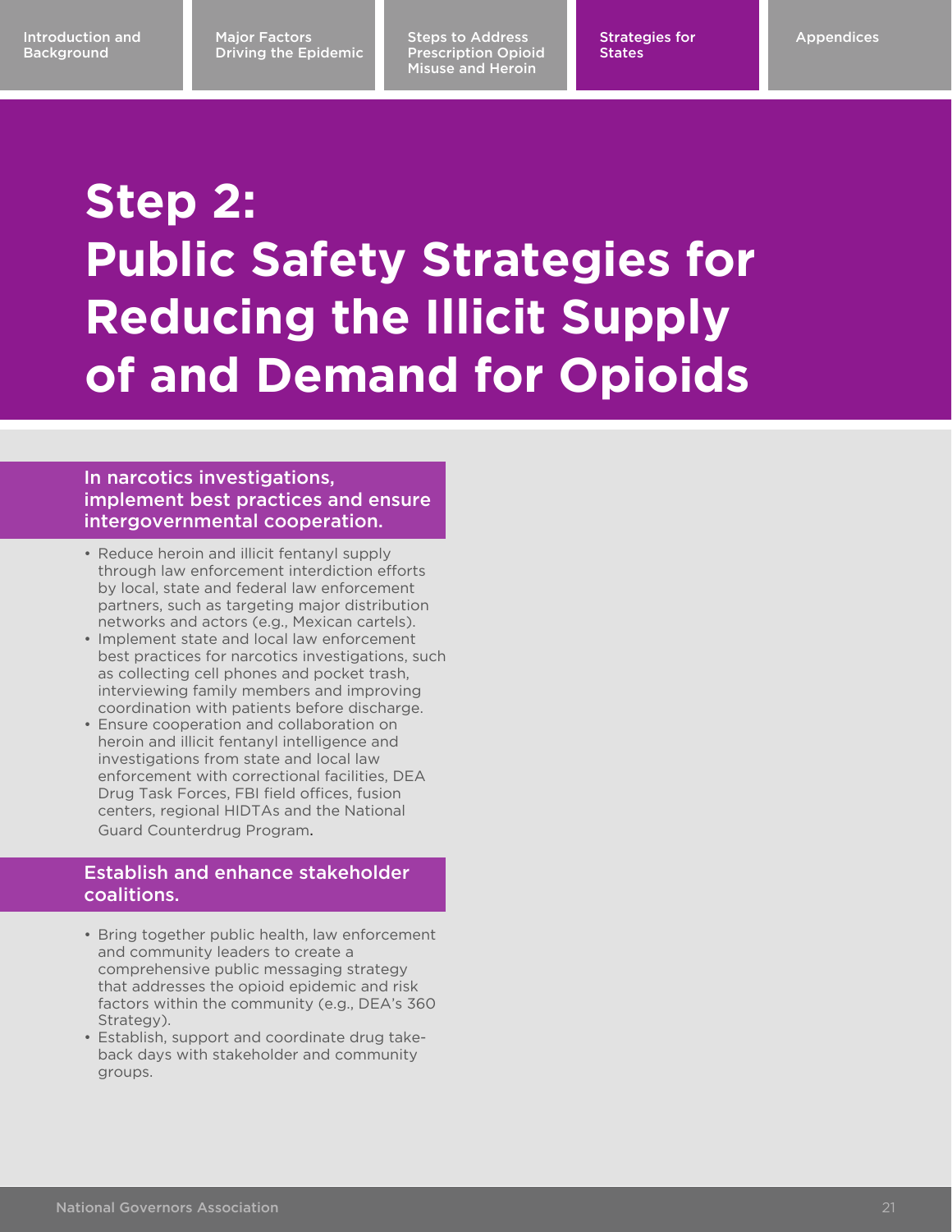# Step 2: Public Safety Strategies for Reducing the Illicit Supply of and Demand for Opioids

### In narcotics investigations, implement best practices and ensure intergovernmental cooperation.

- Reduce heroin and illicit fentanyl supply through law enforcement interdiction efforts by local, state and federal law enforcement partners, such as targeting major distribution networks and actors (e.g., Mexican cartels).
- Implement state and local law enforcement best practices for narcotics investigations, such as collecting cell phones and pocket trash, interviewing family members and improving coordination with patients before discharge.
- Ensure cooperation and collaboration on heroin and illicit fentanyl intelligence and investigations from state and local law enforcement with correctional facilities, DEA Drug Task Forces, FBI field offices, fusion centers, regional HIDTAs and the National Guard Counterdrug Program.

### Establish and enhance stakeholder coalitions.

- Bring together public health, law enforcement and community leaders to create a comprehensive public messaging strategy that addresses the opioid epidemic and risk factors within the community (e.g., DEA's 360 Strategy).
- Establish, support and coordinate drug take-back days with stakeholder and community groups.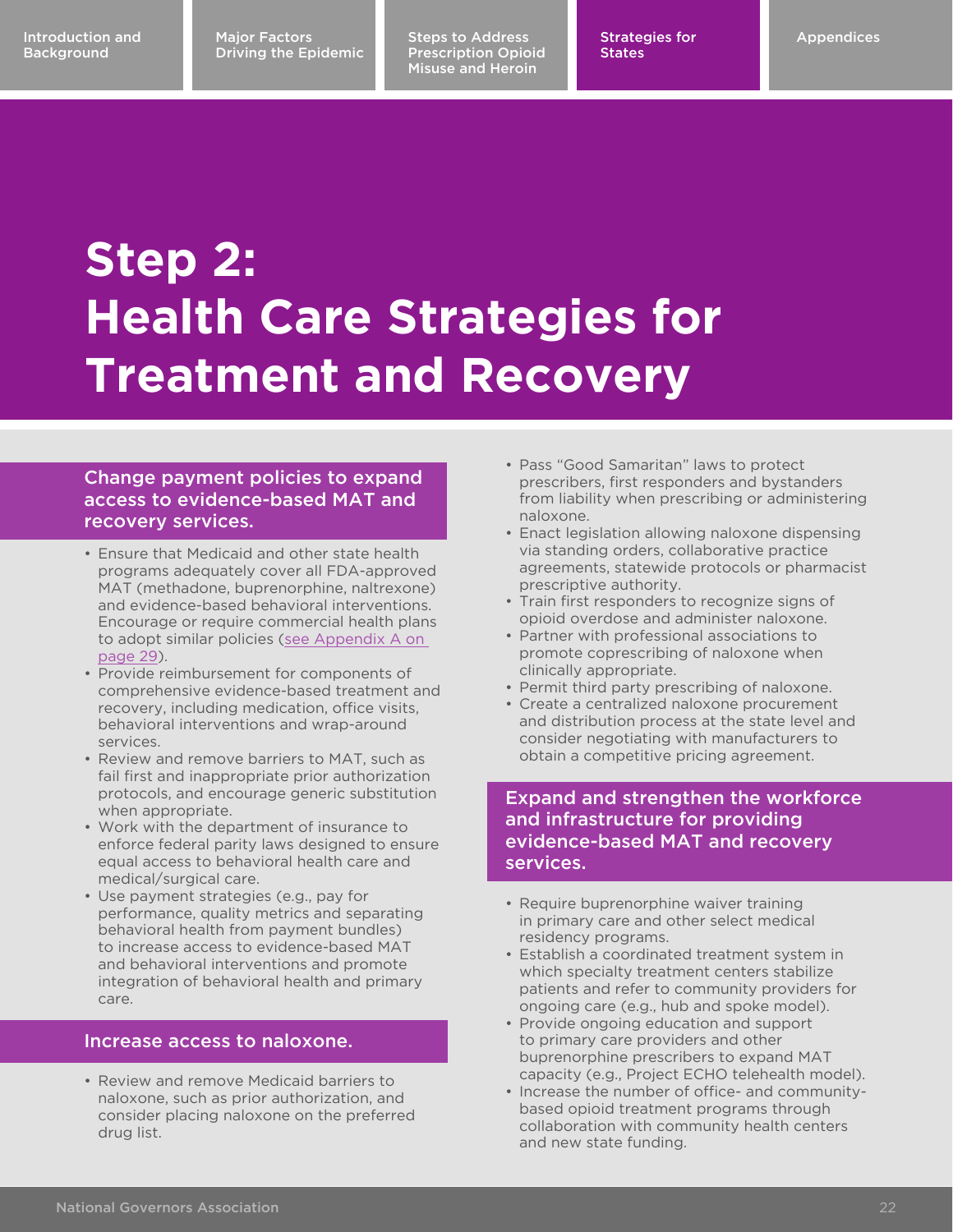# Step 2: Health Care Strategies for Treatment and Recovery

## Change payment policies to expand access to evidence-based MAT and recovery services.

- Ensure that Medicaid and other state health programs adequately cover all FDA-approved MAT (methadone, buprenorphine, naltrexone) and evidence-based behavioral interventions. Encourage or require commercial health plans to adopt similar policies (see Appendix A on page 29).
- Provide reimbursement for components of comprehensive evidence-based treatment and recovery, including medication, office visits, behavioral interventions and wrap-around services.
- Review and remove barriers to MAT, such as fail first and inappropriate prior authorization protocols, and encourage generic substitution when appropriate.
- Work with the department of insurance to enforce federal parity laws designed to ensure equal access to behavioral health care and medical/surgical care.
- Use payment strategies (e.g., pay for performance, quality metrics and separating behavioral health from payment bundles) to increase access to evidence-based MAT and behavioral interventions and promote integration of behavioral health and primary care.

## Increase access to naloxone.

- Review and remove Medicaid barriers to naloxone, such as prior authorization, and consider placing naloxone on the preferred drug list.
- Pass "Good Samaritan" laws to protect prescribers, first responders and bystanders from liability when prescribing or administering naloxone.
- Enact legislation allowing naloxone dispensing via standing orders, collaborative practice agreements, statewide protocols or pharmacist prescriptive authority.
- Train first responders to recognize signs of opioid overdose and administer naloxone.
- Partner with professional associations to promote coprescribing of naloxone when clinically appropriate.
- Permit third party prescribing of naloxone.
- Create a centralized naloxone procurement and distribution process at the state level and consider negotiating with manufacturers to obtain a competitive pricing agreement.

## Expand and strengthen the workforce and infrastructure for providing evidence-based MAT and recovery services.

- Require buprenorphine waiver training in primary care and other select medical residency programs.
- Establish a coordinated treatment system in which specialty treatment centers stabilize patients and refer to community providers for ongoing care (e.g., hub and spoke model).
- Provide ongoing education and support to primary care providers and other buprenorphine prescribers to expand MAT capacity (e.g., Project ECHO telehealth model).
- Increase the number of office- and community-based opioid treatment programs through collaboration with community health centers and new state funding.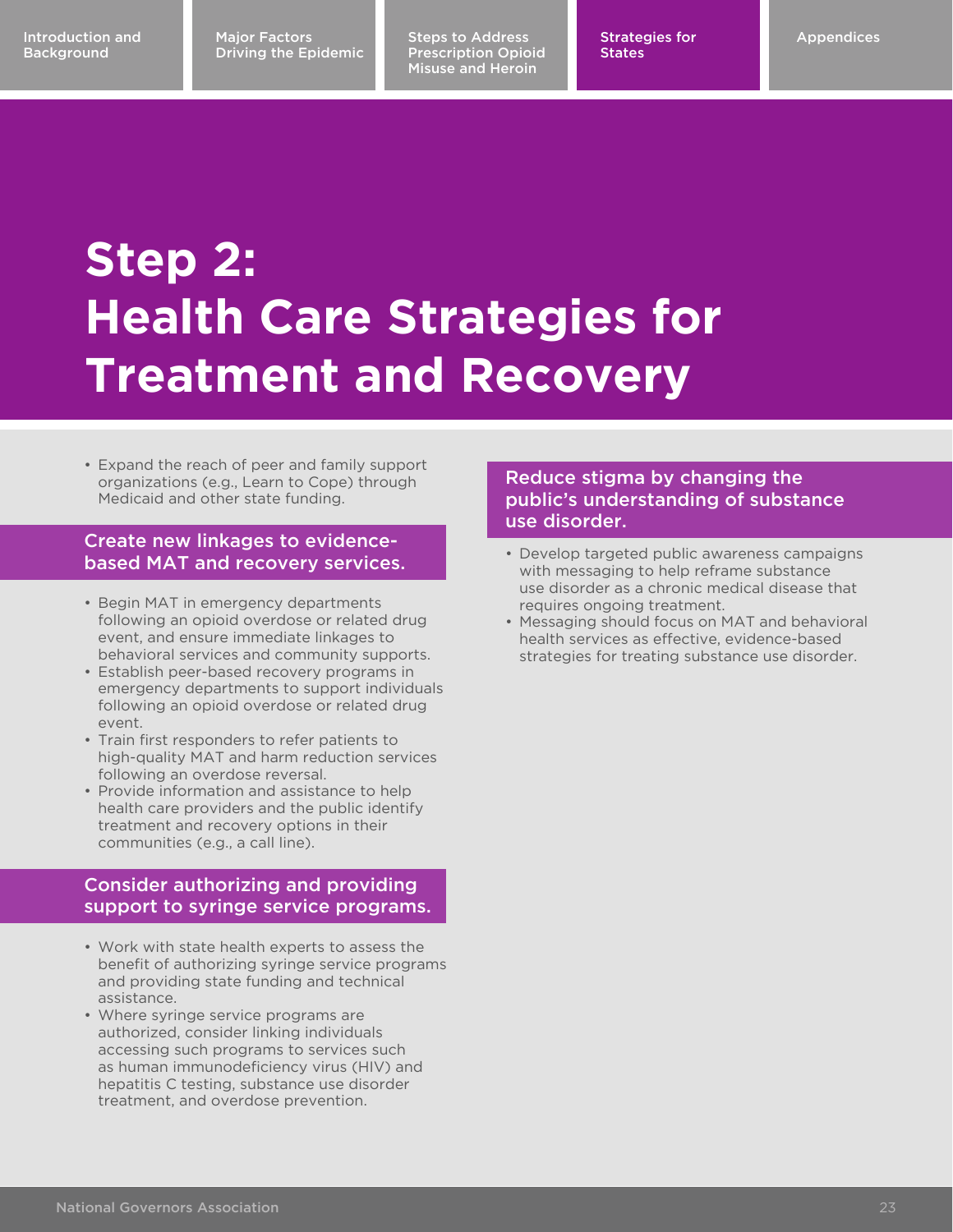# Step 2: Health Care Strategies for Treatment and Recovery

- Expand the reach of peer and family support organizations (e.g., Learn to Cope) through Medicaid and other state funding.

### Create new linkages to evidence-based MAT and recovery services.

- Begin MAT in emergency departments following an opioid overdose or related drug event, and ensure immediate linkages to behavioral services and community supports.
- Establish peer-based recovery programs in emergency departments to support individuals following an opioid overdose or related drug event.
- Train first responders to refer patients to high-quality MAT and harm reduction services following an overdose reversal.
- Provide information and assistance to help health care providers and the public identify treatment and recovery options in their communities (e.g., a call line).

### Consider authorizing and providing support to syringe service programs.

- Work with state health experts to assess the benefit of authorizing syringe service programs and providing state funding and technical assistance.
- Where syringe service programs are authorized, consider linking individuals accessing such programs to services such as human immunodeficiency virus (HIV) and hepatitis C testing, substance use disorder treatment, and overdose prevention.

### Reduce stigma by changing the public's understanding of substance use disorder.

- Develop targeted public awareness campaigns with messaging to help reframe substance use disorder as a chronic medical disease that requires ongoing treatment.
- Messaging should focus on MAT and behavioral health services as effective, evidence-based strategies for treating substance use disorder.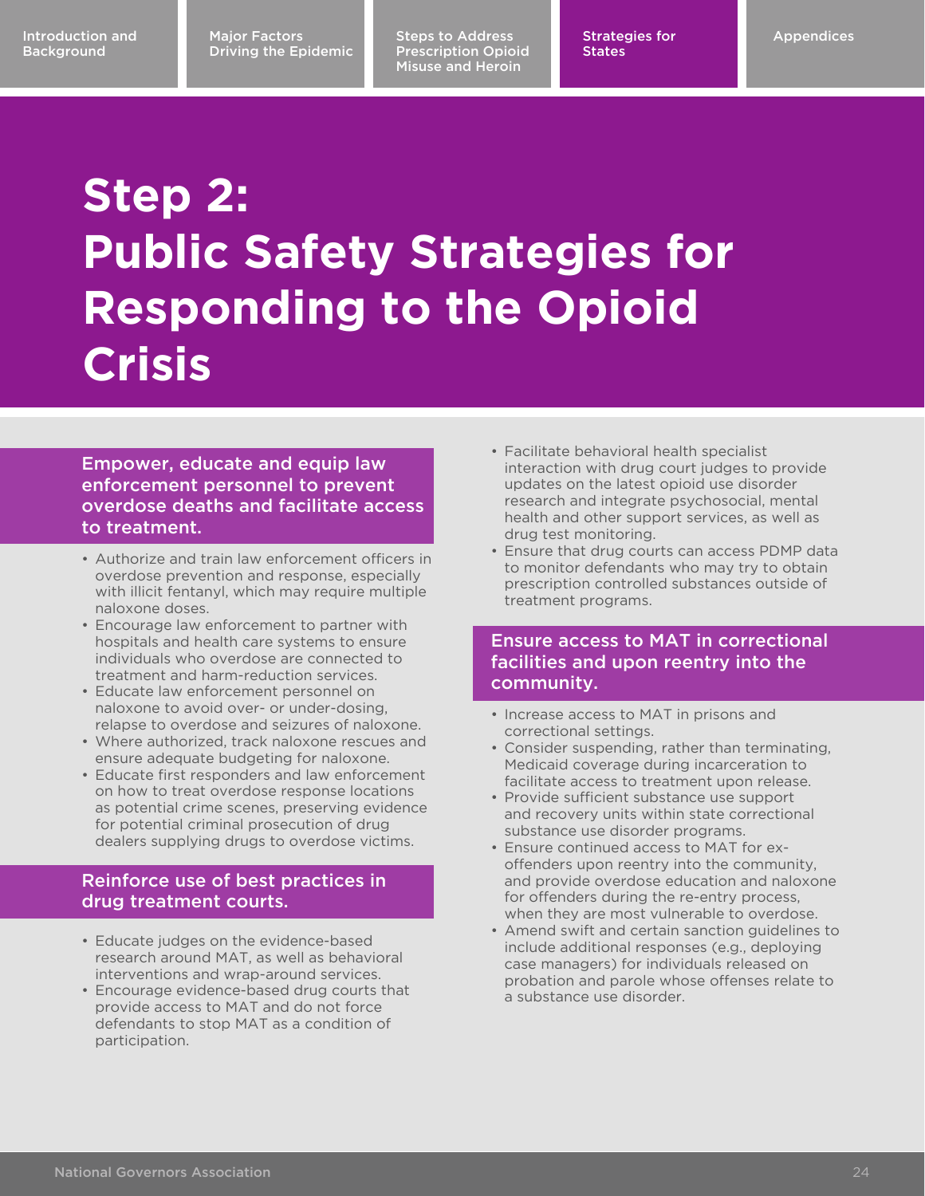# Step 2: Public Safety Strategies for Responding to the Opioid Crisis

## Empower, educate and equip law enforcement personnel to prevent overdose deaths and facilitate access to treatment.

- Authorize and train law enforcement officers in overdose prevention and response, especially with illicit fentanyl, which may require multiple naloxone doses.
- Encourage law enforcement to partner with hospitals and health care systems to ensure individuals who overdose are connected to treatment and harm-reduction services.
- Educate law enforcement personnel on naloxone to avoid over- or under-dosing, relapse to overdose and seizures of naloxone.
- Where authorized, track naloxone rescues and ensure adequate budgeting for naloxone.
- Educate first responders and law enforcement on how to treat overdose response locations as potential crime scenes, preserving evidence for potential criminal prosecution of drug dealers supplying drugs to overdose victims.

## Reinforce use of best practices in drug treatment courts.

- Educate judges on the evidence-based research around MAT, as well as behavioral interventions and wrap-around services.
- Encourage evidence-based drug courts that provide access to MAT and do not force defendants to stop MAT as a condition of participation.
- Facilitate behavioral health specialist interaction with drug court judges to provide updates on the latest opioid use disorder research and integrate psychosocial, mental health and other support services, as well as drug test monitoring.
- Ensure that drug courts can access PDMP data to monitor defendants who may try to obtain prescription controlled substances outside of treatment programs.

## Ensure access to MAT in correctional facilities and upon reentry into the community.

- Increase access to MAT in prisons and correctional settings.
- Consider suspending, rather than terminating, Medicaid coverage during incarceration to facilitate access to treatment upon release.
- Provide sufficient substance use support and recovery units within state correctional substance use disorder programs.
- Ensure continued access to MAT for ex-offenders upon reentry into the community, and provide overdose education and naloxone for offenders during the re-entry process, when they are most vulnerable to overdose.
- Amend swift and certain sanction guidelines to include additional responses (e.g., deploying case managers) for individuals released on probation and parole whose offenses relate to a substance use disorder.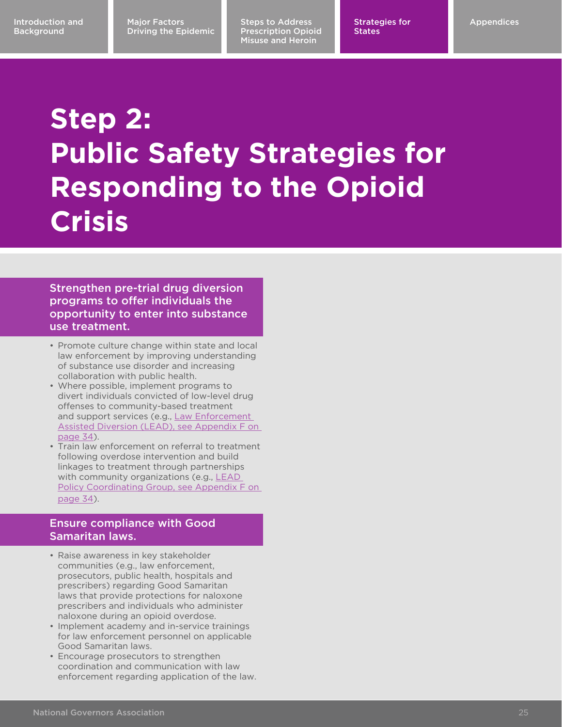# Step 2: Public Safety Strategies for Responding to the Opioid Crisis

## Strengthen pre-trial drug diversion programs to offer individuals the opportunity to enter into substance use treatment.

- Promote culture change within state and local law enforcement by improving understanding of substance use disorder and increasing collaboration with public health.
- Where possible, implement programs to divert individuals convicted of low-level drug offenses to community-based treatment and support services (e.g., Law Enforcement Assisted Diversion (LEAD), see Appendix F on page 34).
- Train law enforcement on referral to treatment following overdose intervention and build linkages to treatment through partnerships with community organizations (e.g., LEAD Policy Coordinating Group, see Appendix F on page 34).

## Ensure compliance with Good Samaritan laws.

- Raise awareness in key stakeholder communities (e.g., law enforcement, prosecutors, public health, hospitals and prescribers) regarding Good Samaritan laws that provide protections for naloxone prescribers and individuals who administer naloxone during an opioid overdose.
- Implement academy and in-service trainings for law enforcement personnel on applicable Good Samaritan laws.
- Encourage prosecutors to strengthen coordination and communication with law enforcement regarding application of the law.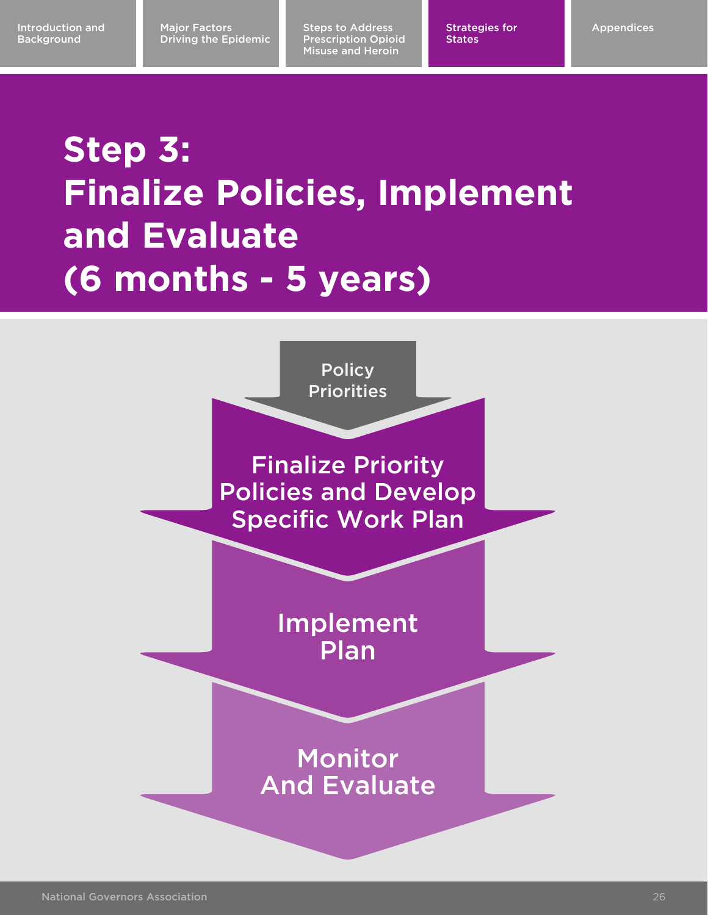# Step 3: Finalize Policies, Implement and Evaluate (6 months - 5 years)

Policy Priorities

Finalize Priority Policies and Develop Specific Work Plan

Implement Plan

Monitor And Evaluate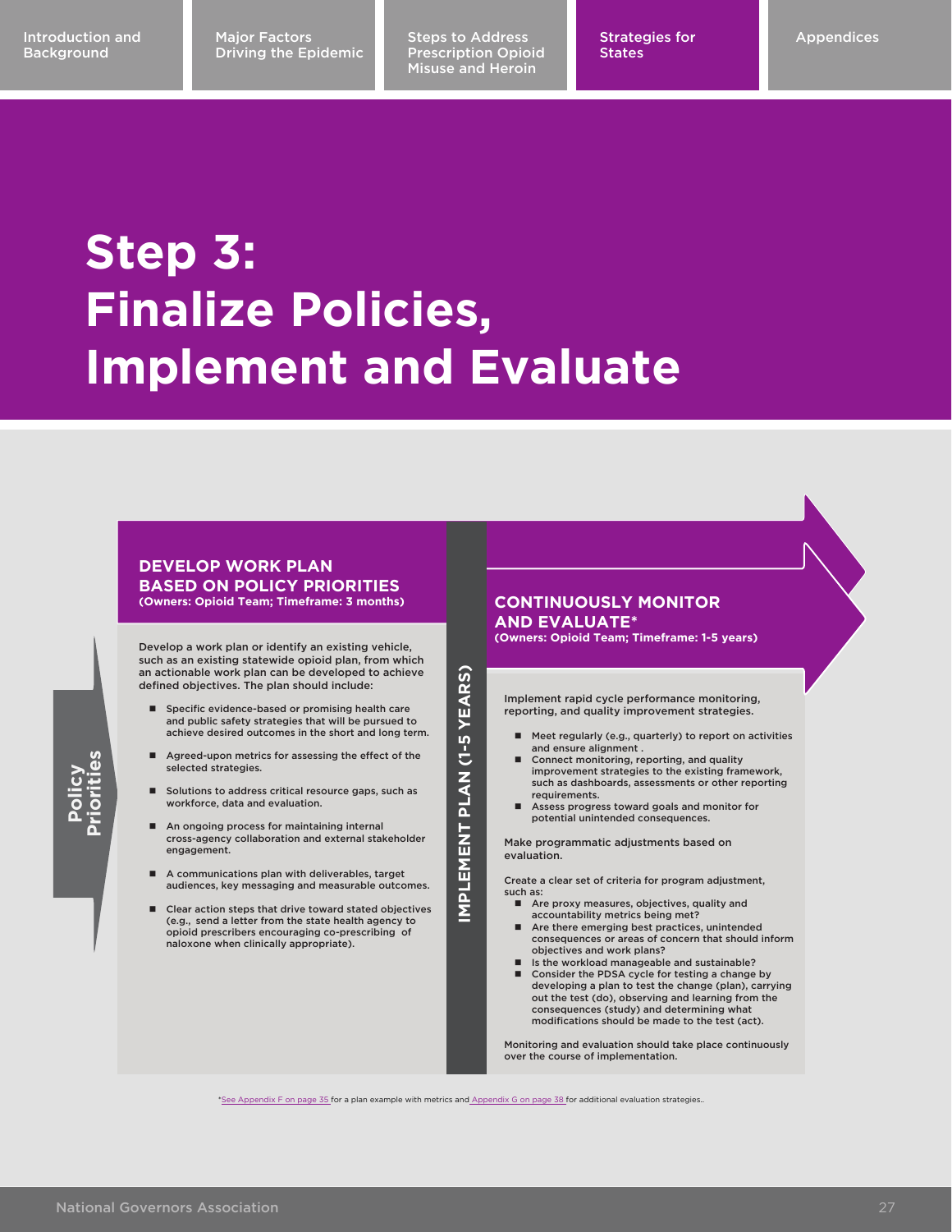# Step 3: Finalize Policies, Implement and Evaluate

Policy Priorities

IMPLEMENT PLAN (1-5 YEARS)

## DEVELOP WORK PLAN BASED ON POLICY PRIORITIES

**(Owners: Opioid Team; Timeframe: 3 months)**

Develop a work plan or identify an existing vehicle, such as an existing statewide opioid plan, from which an actionable work plan can be developed to achieve defined objectives. The plan should include:

- Specific evidence-based or promising health care and public safety strategies that will be pursued to achieve desired outcomes in the short and long term.
- Agreed-upon metrics for assessing the effect of the selected strategies.
- Solutions to address critical resource gaps, such as workforce, data and evaluation.
- An ongoing process for maintaining internal cross-agency collaboration and external stakeholder engagement.
- A communications plan with deliverables, target audiences, key messaging and measurable outcomes.
- Clear action steps that drive toward stated objectives (e.g., send a letter from the state health agency to opioid prescribers encouraging co-prescribing of naloxone when clinically appropriate).

## CONTINUOUSLY MONITOR AND EVALUATE*

**(Owners: Opioid Team; Timeframe: 1-5 years)**

Implement rapid cycle performance monitoring, reporting, and quality improvement strategies.

- Meet regularly (e.g., quarterly) to report on activities and ensure alignment .
- Connect monitoring, reporting, and quality improvement strategies to the existing framework, such as dashboards, assessments or other reporting requirements.
- Assess progress toward goals and monitor for potential unintended consequences.

Make programmatic adjustments based on evaluation.

Create a clear set of criteria for program adjustment, such as:

- Are proxy measures, objectives, quality and accountability metrics being met?
- Are there emerging best practices, unintended consequences or areas of concern that should inform objectives and work plans?
- Is the workload manageable and sustainable?
- Consider the PDSA cycle for testing a change by developing a plan to test the change (plan), carrying out the test (do), observing and learning from the consequences (study) and determining what modifications should be made to the test (act).

Monitoring and evaluation should take place continuously over the course of implementation.

*See Appendix F on page 35 for a plan example with metrics and Appendix G on page 38 for additional evaluation strategies..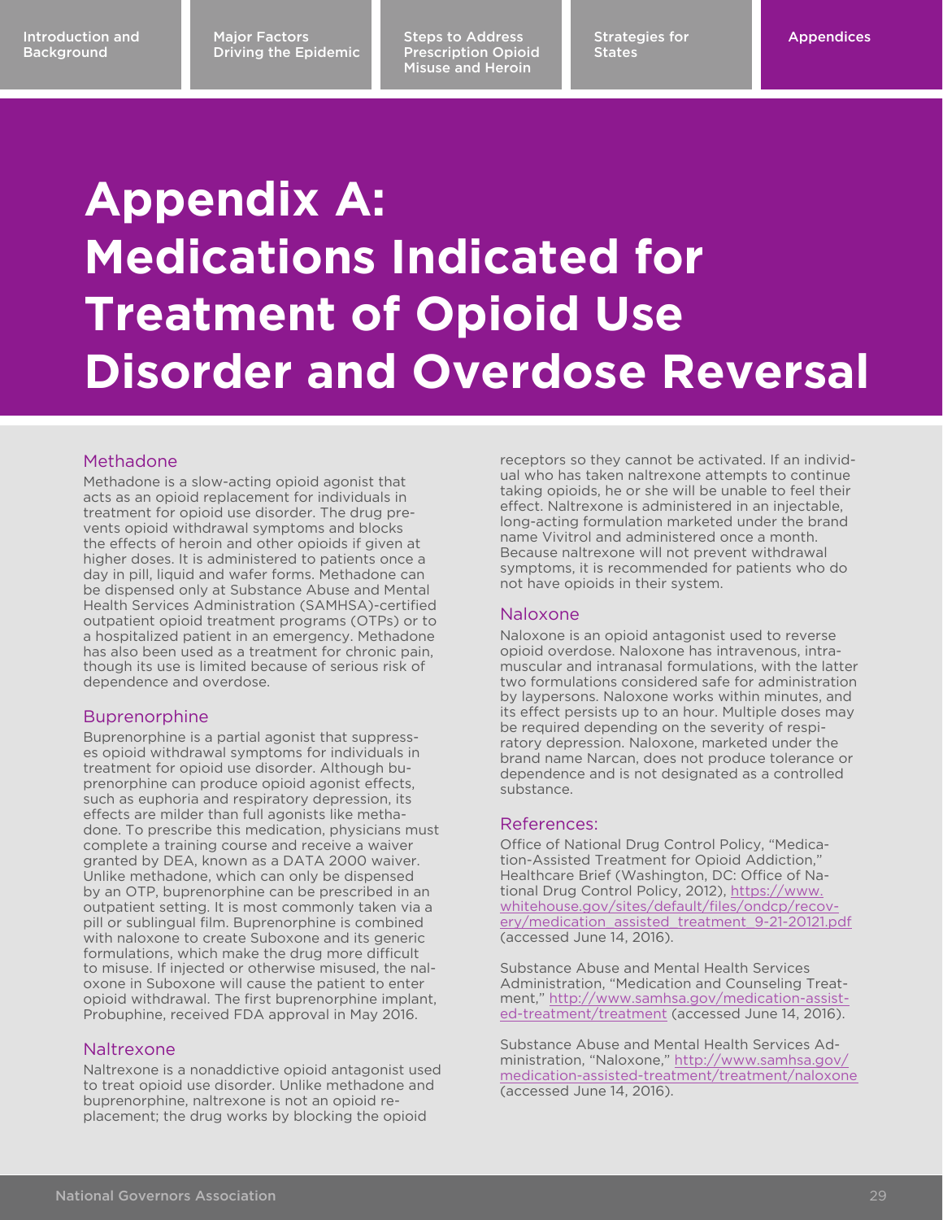# Appendix A: Medications Indicated for Treatment of Opioid Use Disorder and Overdose Reversal

## Methadone

Methadone is a slow-acting opioid agonist that acts as an opioid replacement for individuals in treatment for opioid use disorder. The drug prevents opioid withdrawal symptoms and blocks the effects of heroin and other opioids if given at higher doses. It is administered to patients once a day in pill, liquid and wafer forms. Methadone can be dispensed only at Substance Abuse and Mental Health Services Administration (SAMHSA)-certified outpatient opioid treatment programs (OTPs) or to a hospitalized patient in an emergency. Methadone has also been used as a treatment for chronic pain, though its use is limited because of serious risk of dependence and overdose.

## Buprenorphine

Buprenorphine is a partial agonist that suppresses opioid withdrawal symptoms for individuals in treatment for opioid use disorder. Although buprenorphine can produce opioid agonist effects, such as euphoria and respiratory depression, its effects are milder than full agonists like methadone. To prescribe this medication, physicians must complete a training course and receive a waiver granted by DEA, known as a DATA 2000 waiver. Unlike methadone, which can only be dispensed by an OTP, buprenorphine can be prescribed in an outpatient setting. It is most commonly taken via a pill or sublingual film. Buprenorphine is combined with naloxone to create Suboxone and its generic formulations, which make the drug more difficult to misuse. If injected or otherwise misused, the naloxone in Suboxone will cause the patient to enter opioid withdrawal. The first buprenorphine implant, Probuphine, received FDA approval in May 2016.

## Naltrexone

Naltrexone is a nonaddictive opioid antagonist used to treat opioid use disorder. Unlike methadone and buprenorphine, naltrexone is not an opioid replacement; the drug works by blocking the opioid receptors so they cannot be activated. If an individual who has taken naltrexone attempts to continue taking opioids, he or she will be unable to feel their effect. Naltrexone is administered in an injectable, long-acting formulation marketed under the brand name Vivitrol and administered once a month. Because naltrexone will not prevent withdrawal symptoms, it is recommended for patients who do not have opioids in their system.

## Naloxone

Naloxone is an opioid antagonist used to reverse opioid overdose. Naloxone has intravenous, intramuscular and intranasal formulations, with the latter two formulations considered safe for administration by laypersons. Naloxone works within minutes, and its effect persists up to an hour. Multiple doses may be required depending on the severity of respiratory depression. Naloxone, marketed under the brand name Narcan, does not produce tolerance or dependence and is not designated as a controlled substance.

## References:

Office of National Drug Control Policy, "Medication-Assisted Treatment for Opioid Addiction," Healthcare Brief (Washington, DC: Office of National Drug Control Policy, 2012), https://www.whitehouse.gov/sites/default/files/ondcp/recovery/medication_assisted_treatment_9-21-20121.pdf (accessed June 14, 2016).

Substance Abuse and Mental Health Services Administration, "Medication and Counseling Treatment," http://www.samhsa.gov/medication-assisted-treatment/treatment (accessed June 14, 2016).

Substance Abuse and Mental Health Services Administration, "Naloxone," http://www.samhsa.gov/medication-assisted-treatment/treatment/naloxone (accessed June 14, 2016).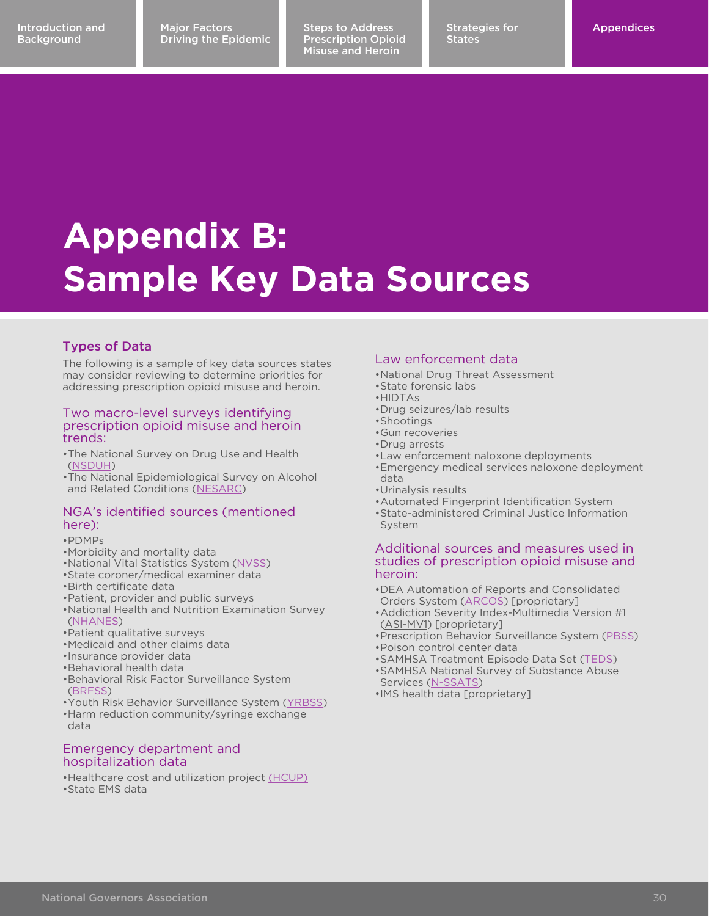# Appendix B: Sample Key Data Sources

## Types of Data

The following is a sample of key data sources states may consider reviewing to determine priorities for addressing prescription opioid misuse and heroin.

### Two macro-level surveys identifying prescription opioid misuse and heroin trends:

- The National Survey on Drug Use and Health (NSDUH)
- The National Epidemiological Survey on Alcohol and Related Conditions (NESARC)

### NGA's identified sources (mentioned here):

- PDMPs
- Morbidity and mortality data
- National Vital Statistics System (NVSS)
- State coroner/medical examiner data
- Birth certificate data
- Patient, provider and public surveys
- National Health and Nutrition Examination Survey (NHANES)
- Patient qualitative surveys
- Medicaid and other claims data
- Insurance provider data
- Behavioral health data
- Behavioral Risk Factor Surveillance System (BRFSS)
- Youth Risk Behavior Surveillance System (YRBSS)
- Harm reduction community/syringe exchange data

### Emergency department and hospitalization data

- Healthcare cost and utilization project (HCUP)
- State EMS data

### Law enforcement data

- National Drug Threat Assessment
- State forensic labs
- HIDTAs
- Drug seizures/lab results
- Shootings
- Gun recoveries
- Drug arrests
- Law enforcement naloxone deployments
- Emergency medical services naloxone deployment data
- Urinalysis results
- Automated Fingerprint Identification System
- State-administered Criminal Justice Information System

### Additional sources and measures used in studies of prescription opioid misuse and heroin:

- DEA Automation of Reports and Consolidated Orders System (ARCOS) [proprietary]
- Addiction Severity Index-Multimedia Version #1 (ASI-MV1) [proprietary]
- Prescription Behavior Surveillance System (PBSS)
- Poison control center data
- SAMHSA Treatment Episode Data Set (TEDS)
- SAMHSA National Survey of Substance Abuse Services (N-SSATS)
- IMS health data [proprietary]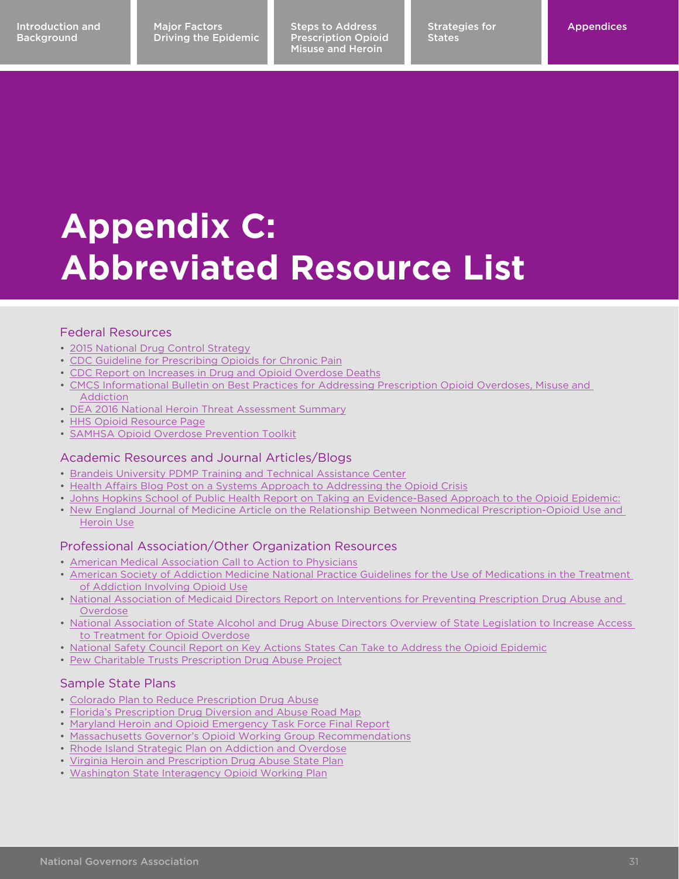# Appendix C: Abbreviated Resource List

## Federal Resources

- 2015 National Drug Control Strategy
- CDC Guideline for Prescribing Opioids for Chronic Pain
- CDC Report on Increases in Drug and Opioid Overdose Deaths
- CMCS Informational Bulletin on Best Practices for Addressing Prescription Opioid Overdoses, Misuse and Addiction
- DEA 2016 National Heroin Threat Assessment Summary
- HHS Opioid Resource Page
- SAMHSA Opioid Overdose Prevention Toolkit

## Academic Resources and Journal Articles/Blogs

- Brandeis University PDMP Training and Technical Assistance Center
- Health Affairs Blog Post on a Systems Approach to Addressing the Opioid Crisis
- Johns Hopkins School of Public Health Report on Taking an Evidence-Based Approach to the Opioid Epidemic:
- New England Journal of Medicine Article on the Relationship Between Nonmedical Prescription-Opioid Use and Heroin Use

## Professional Association/Other Organization Resources

- American Medical Association Call to Action to Physicians
- American Society of Addiction Medicine National Practice Guidelines for the Use of Medications in the Treatment of Addiction Involving Opioid Use
- National Association of Medicaid Directors Report on Interventions for Preventing Prescription Drug Abuse and Overdose
- National Association of State Alcohol and Drug Abuse Directors Overview of State Legislation to Increase Access to Treatment for Opioid Overdose
- National Safety Council Report on Key Actions States Can Take to Address the Opioid Epidemic
- Pew Charitable Trusts Prescription Drug Abuse Project

## Sample State Plans

- Colorado Plan to Reduce Prescription Drug Abuse
- Florida's Prescription Drug Diversion and Abuse Road Map
- Maryland Heroin and Opioid Emergency Task Force Final Report
- Massachusetts Governor's Opioid Working Group Recommendations
- Rhode Island Strategic Plan on Addiction and Overdose
- Virginia Heroin and Prescription Drug Abuse State Plan
- Washington State Interagency Opioid Working Plan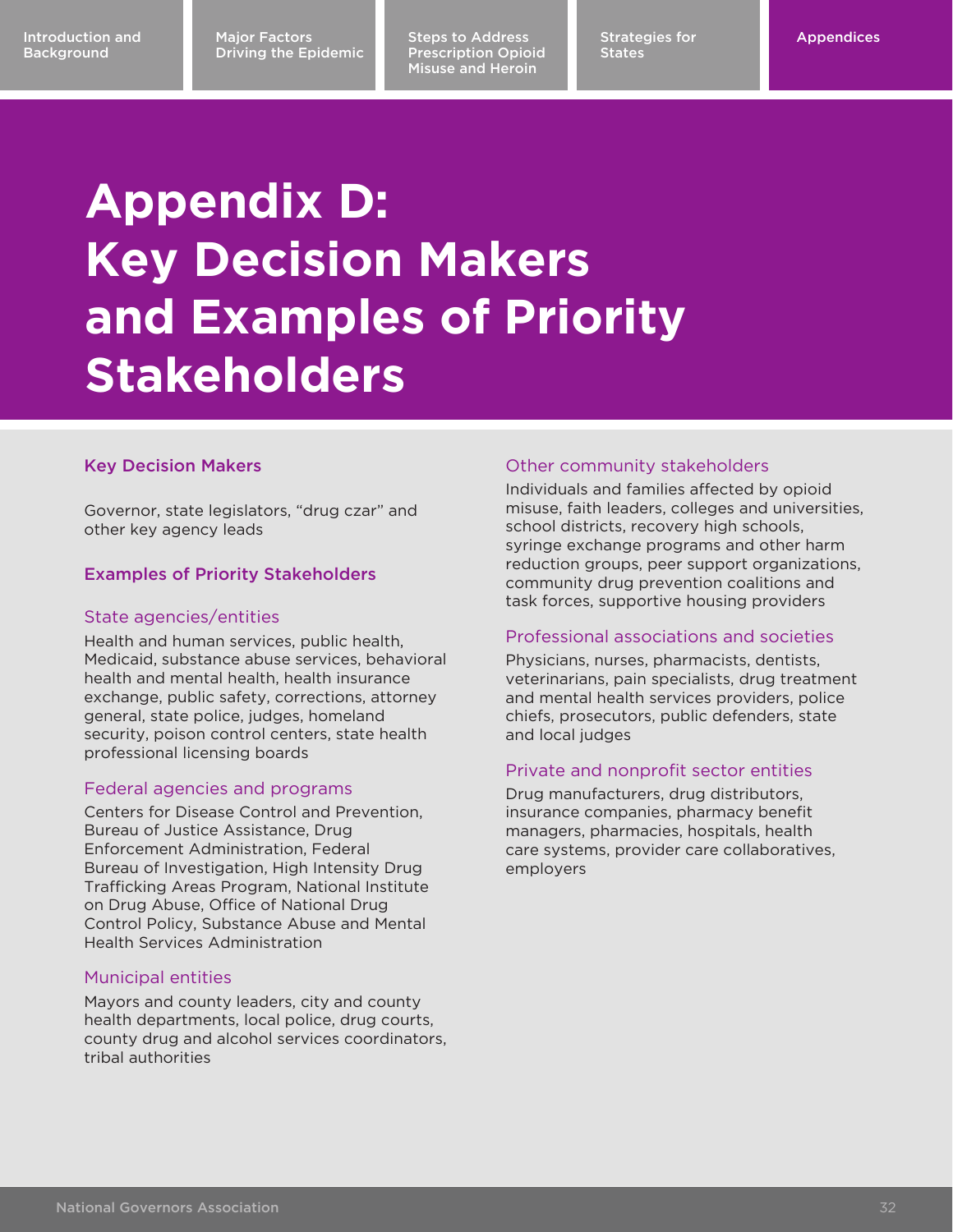# Appendix D: Key Decision Makers and Examples of Priority Stakeholders

## Key Decision Makers

Governor, state legislators, "drug czar" and other key agency leads

## Examples of Priority Stakeholders

### State agencies/entities

Health and human services, public health, Medicaid, substance abuse services, behavioral health and mental health, health insurance exchange, public safety, corrections, attorney general, state police, judges, homeland security, poison control centers, state health professional licensing boards

### Federal agencies and programs

Centers for Disease Control and Prevention, Bureau of Justice Assistance, Drug Enforcement Administration, Federal Bureau of Investigation, High Intensity Drug Trafficking Areas Program, National Institute on Drug Abuse, Office of National Drug Control Policy, Substance Abuse and Mental Health Services Administration

### Municipal entities

Mayors and county leaders, city and county health departments, local police, drug courts, county drug and alcohol services coordinators, tribal authorities

### Other community stakeholders

Individuals and families affected by opioid misuse, faith leaders, colleges and universities, school districts, recovery high schools, syringe exchange programs and other harm reduction groups, peer support organizations, community drug prevention coalitions and task forces, supportive housing providers

### Professional associations and societies

Physicians, nurses, pharmacists, dentists, veterinarians, pain specialists, drug treatment and mental health services providers, police chiefs, prosecutors, public defenders, state and local judges

### Private and nonprofit sector entities

Drug manufacturers, drug distributors, insurance companies, pharmacy benefit managers, pharmacies, hospitals, health care systems, provider care collaboratives, employers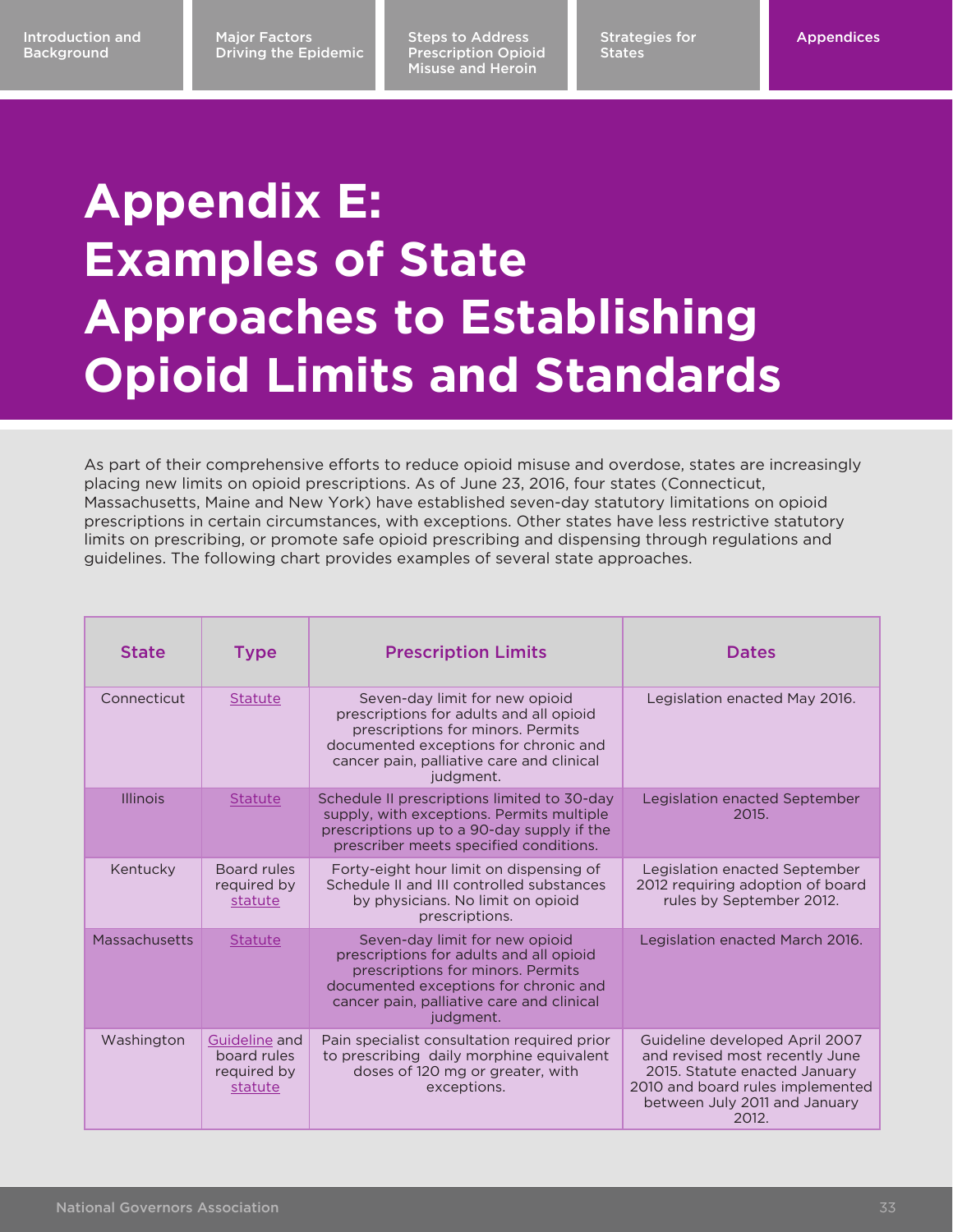# Appendix E: Examples of State Approaches to Establishing Opioid Limits and Standards

As part of their comprehensive efforts to reduce opioid misuse and overdose, states are increasingly placing new limits on opioid prescriptions. As of June 23, 2016, four states (Connecticut, Massachusetts, Maine and New York) have established seven-day statutory limitations on opioid prescriptions in certain circumstances, with exceptions. Other states have less restrictive statutory limits on prescribing, or promote safe opioid prescribing and dispensing through regulations and guidelines. The following chart provides examples of several state approaches.

| State | Type | Prescription Limits | Dates |
| --- | --- | --- | --- |
| Connecticut | Statute | Seven-day limit for new opioid prescriptions for adults and all opioid prescriptions for minors. Permits documented exceptions for chronic and cancer pain, palliative care and clinical judgment. | Legislation enacted May 2016. |
| Illinois | Statute | Schedule II prescriptions limited to 30-day supply, with exceptions. Permits multiple prescriptions up to a 90-day supply if the prescriber meets specified conditions. | Legislation enacted September 2015. |
| Kentucky | Board rules required by statute | Forty-eight hour limit on dispensing of Schedule II and III controlled substances by physicians. No limit on opioid prescriptions. | Legislation enacted September 2012 requiring adoption of board rules by September 2012. |
| Massachusetts | Statute | Seven-day limit for new opioid prescriptions for adults and all opioid prescriptions for minors. Permits documented exceptions for chronic and cancer pain, palliative care and clinical judgment. | Legislation enacted March 2016. |
| Washington | Guideline and board rules required by statute | Pain specialist consultation required prior to prescribing daily morphine equivalent doses of 120 mg or greater, with exceptions. | Guideline developed April 2007 and revised most recently June 2015. Statute enacted January 2010 and board rules implemented between July 2011 and January 2012. |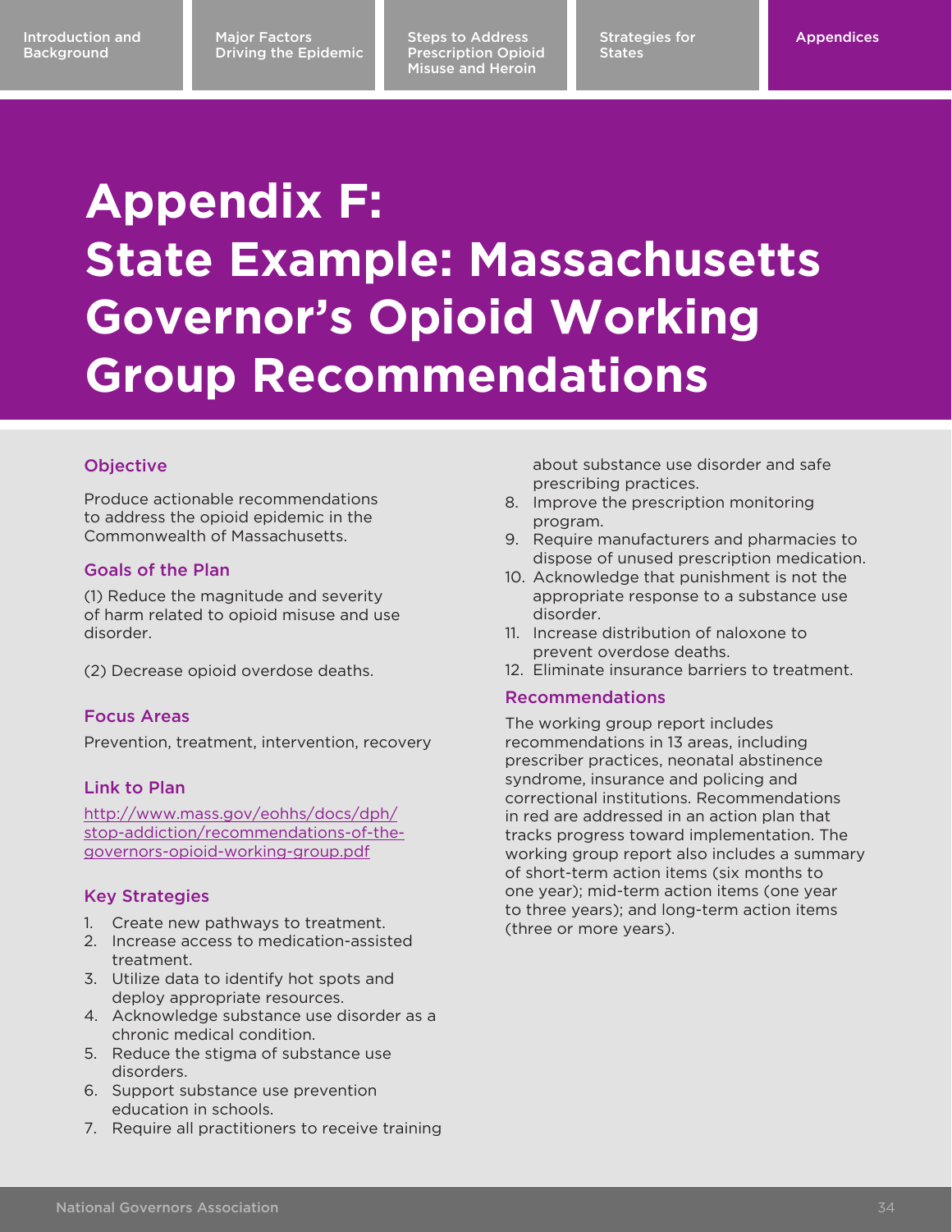# Appendix F: State Example: Massachusetts Governor's Opioid Working Group Recommendations

### Objective

Produce actionable recommendations to address the opioid epidemic in the Commonwealth of Massachusetts.

### Goals of the Plan

(1) Reduce the magnitude and severity of harm related to opioid misuse and use disorder.

(2) Decrease opioid overdose deaths.

### Focus Areas

Prevention, treatment, intervention, recovery

### Link to Plan

[http://www.mass.gov/eohhs/docs/dph/stop-addiction/recommendations-of-the-governors-opioid-working-group.pdf](http://www.mass.gov/eohhs/docs/dph/stop-addiction/recommendations-of-the-governors-opioid-working-group.pdf)

### Key Strategies

1. Create new pathways to treatment.
2. Increase access to medication-assisted treatment.
3. Utilize data to identify hot spots and deploy appropriate resources.
4. Acknowledge substance use disorder as a chronic medical condition.
5. Reduce the stigma of substance use disorders.
6. Support substance use prevention education in schools.
7. Require all practitioners to receive training about substance use disorder and safe prescribing practices.
8. Improve the prescription monitoring program.
9. Require manufacturers and pharmacies to dispose of unused prescription medication.
10. Acknowledge that punishment is not the appropriate response to a substance use disorder.
11. Increase distribution of naloxone to prevent overdose deaths.
12. Eliminate insurance barriers to treatment.

### Recommendations

The working group report includes recommendations in 13 areas, including prescriber practices, neonatal abstinence syndrome, insurance and policing and correctional institutions. Recommendations in red are addressed in an action plan that tracks progress toward implementation. The working group report also includes a summary of short-term action items (six months to one year); mid-term action items (one year to three years); and long-term action items (three or more years).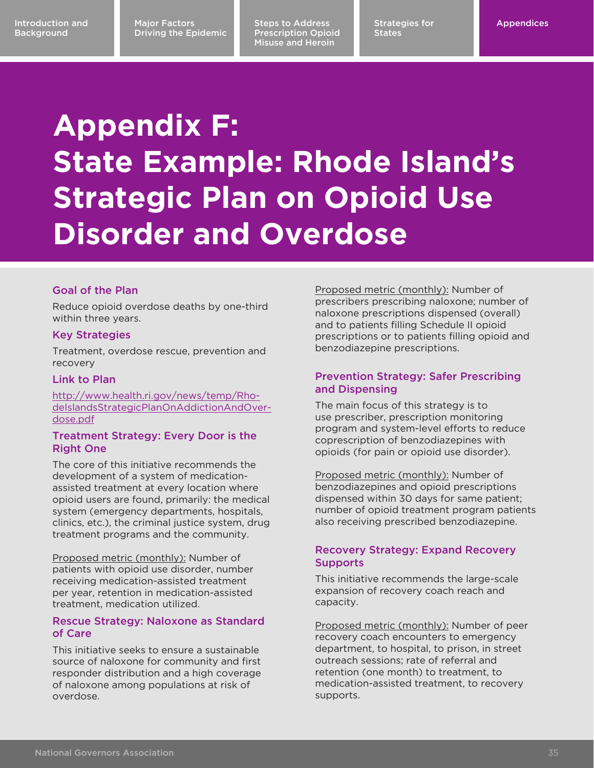# Appendix F: State Example: Rhode Island's Strategic Plan on Opioid Use Disorder and Overdose

### Goal of the Plan

Reduce opioid overdose deaths by one-third within three years.

### Key Strategies

Treatment, overdose rescue, prevention and recovery

### Link to Plan

http://www.health.ri.gov/news/temp/RhodeIslandsStrategicPlanOnAddictionAndOverdose.pdf

### Treatment Strategy: Every Door is the Right One

The core of this initiative recommends the development of a system of medication-assisted treatment at every location where opioid users are found, primarily: the medical system (emergency departments, hospitals, clinics, etc.), the criminal justice system, drug treatment programs and the community.

Proposed metric (monthly): Number of patients with opioid use disorder, number receiving medication-assisted treatment per year, retention in medication-assisted treatment, medication utilized.

### Rescue Strategy: Naloxone as Standard of Care

This initiative seeks to ensure a sustainable source of naloxone for community and first responder distribution and a high coverage of naloxone among populations at risk of overdose.

Proposed metric (monthly): Number of prescribers prescribing naloxone; number of naloxone prescriptions dispensed (overall) and to patients filling Schedule II opioid prescriptions or to patients filling opioid and benzodiazepine prescriptions.

### Prevention Strategy: Safer Prescribing and Dispensing

The main focus of this strategy is to use prescriber, prescription monitoring program and system-level efforts to reduce coprescription of benzodiazepines with opioids (for pain or opioid use disorder).

Proposed metric (monthly): Number of benzodiazepines and opioid prescriptions dispensed within 30 days for same patient; number of opioid treatment program patients also receiving prescribed benzodiazepine.

### Recovery Strategy: Expand Recovery Supports

This initiative recommends the large-scale expansion of recovery coach reach and capacity.

Proposed metric (monthly): Number of peer recovery coach encounters to emergency department, to hospital, to prison, in street outreach sessions; rate of referral and retention (one month) to treatment, to medication-assisted treatment, to recovery supports.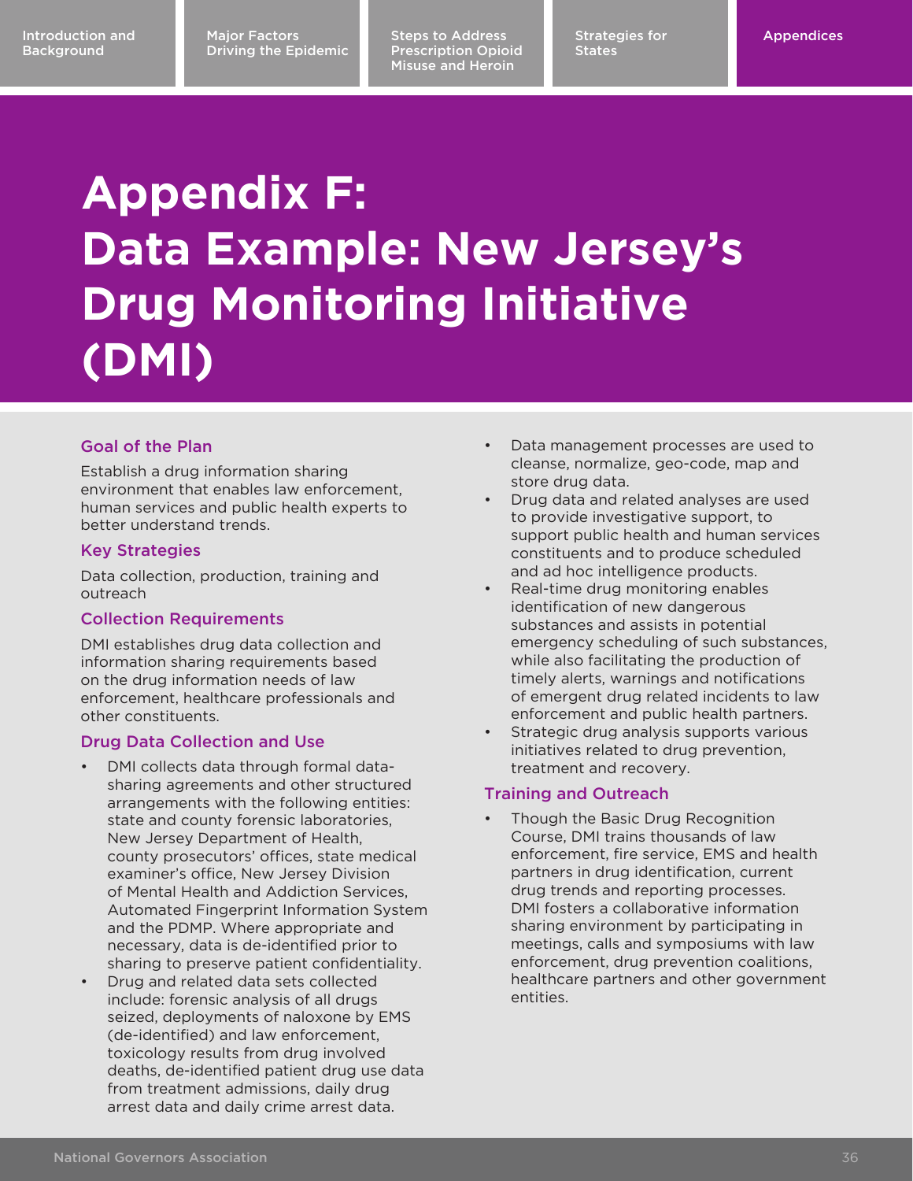# Appendix F: Data Example: New Jersey's Drug Monitoring Initiative (DMI)

### Goal of the Plan

Establish a drug information sharing environment that enables law enforcement, human services and public health experts to better understand trends.

### Key Strategies

Data collection, production, training and outreach

### Collection Requirements

DMI establishes drug data collection and information sharing requirements based on the drug information needs of law enforcement, healthcare professionals and other constituents.

### Drug Data Collection and Use

- DMI collects data through formal data-sharing agreements and other structured arrangements with the following entities: state and county forensic laboratories, New Jersey Department of Health, county prosecutors' offices, state medical examiner's office, New Jersey Division of Mental Health and Addiction Services, Automated Fingerprint Information System and the PDMP. Where appropriate and necessary, data is de-identified prior to sharing to preserve patient confidentiality.
- Drug and related data sets collected include: forensic analysis of all drugs seized, deployments of naloxone by EMS (de-identified) and law enforcement, toxicology results from drug involved deaths, de-identified patient drug use data from treatment admissions, daily drug arrest data and daily crime arrest data.
- Data management processes are used to cleanse, normalize, geo-code, map and store drug data.
- Drug data and related analyses are used to provide investigative support, to support public health and human services constituents and to produce scheduled and ad hoc intelligence products.
- Real-time drug monitoring enables identification of new dangerous substances and assists in potential emergency scheduling of such substances, while also facilitating the production of timely alerts, warnings and notifications of emergent drug related incidents to law enforcement and public health partners.
- Strategic drug analysis supports various initiatives related to drug prevention, treatment and recovery.

### Training and Outreach

- Though the Basic Drug Recognition Course, DMI trains thousands of law enforcement, fire service, EMS and health partners in drug identification, current drug trends and reporting processes. DMI fosters a collaborative information sharing environment by participating in meetings, calls and symposiums with law enforcement, drug prevention coalitions, healthcare partners and other government entities.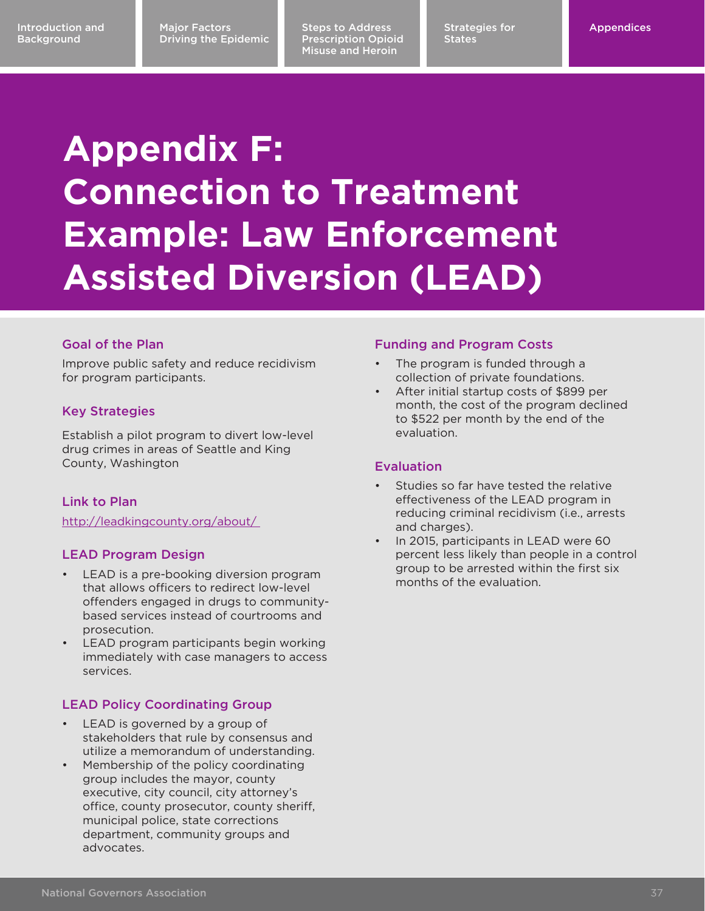# Appendix F: Connection to Treatment Example: Law Enforcement Assisted Diversion (LEAD)

### Goal of the Plan

Improve public safety and reduce recidivism for program participants.

### Key Strategies

Establish a pilot program to divert low-level drug crimes in areas of Seattle and King County, Washington

### Link to Plan

http://leadkingcounty.org/about/

### LEAD Program Design

- LEAD is a pre-booking diversion program that allows officers to redirect low-level offenders engaged in drugs to community-based services instead of courtrooms and prosecution.
- LEAD program participants begin working immediately with case managers to access services.

### LEAD Policy Coordinating Group

- LEAD is governed by a group of stakeholders that rule by consensus and utilize a memorandum of understanding.
- Membership of the policy coordinating group includes the mayor, county executive, city council, city attorney's office, county prosecutor, county sheriff, municipal police, state corrections department, community groups and advocates.

### Funding and Program Costs

- The program is funded through a collection of private foundations.
- After initial startup costs of $899 per month, the cost of the program declined to $522 per month by the end of the evaluation.

### Evaluation

- Studies so far have tested the relative effectiveness of the LEAD program in reducing criminal recidivism (i.e., arrests and charges).
- In 2015, participants in LEAD were 60 percent less likely than people in a control group to be arrested within the first six months of the evaluation.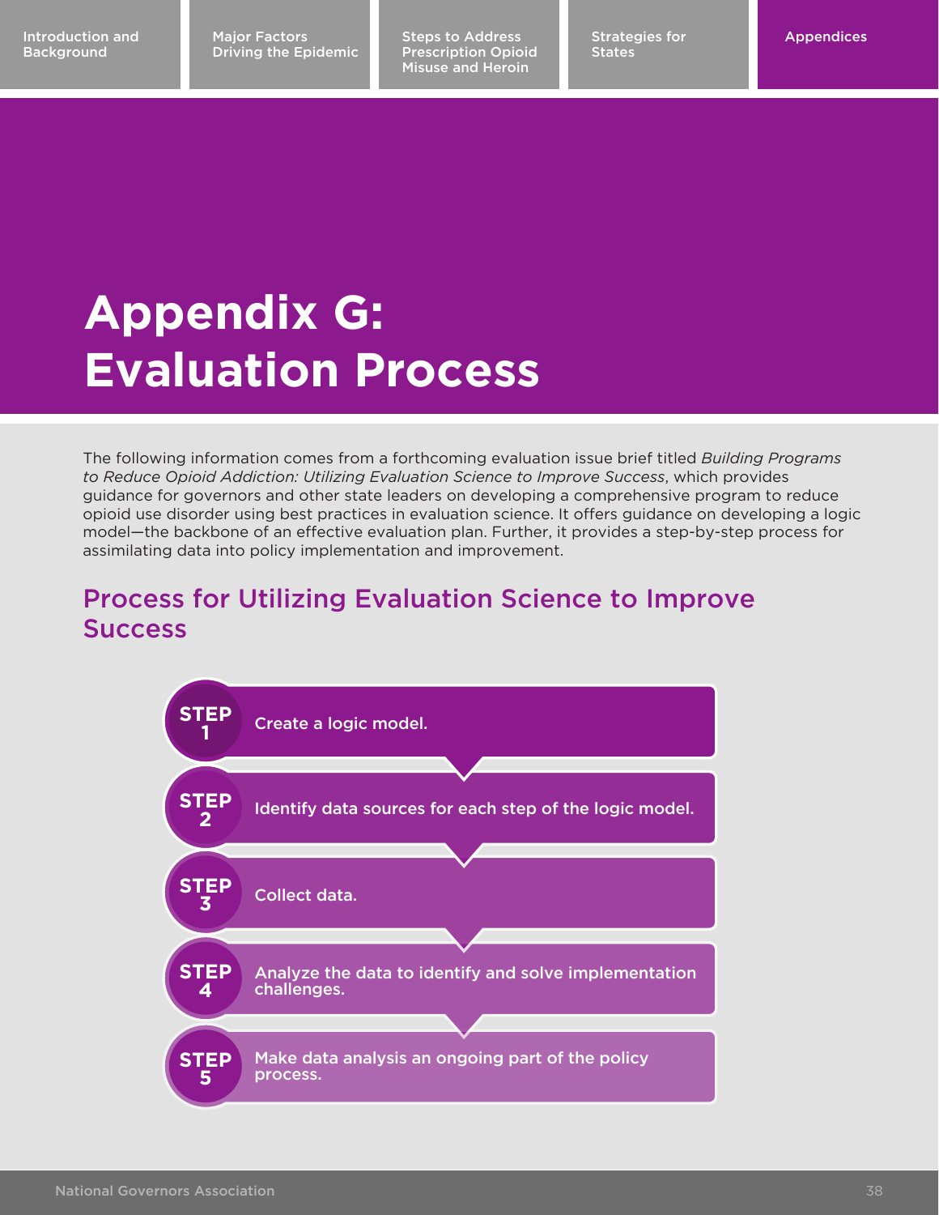# Appendix G: Evaluation Process

The following information comes from a forthcoming evaluation issue brief titled *Building Programs to Reduce Opioid Addiction: Utilizing Evaluation Science to Improve Success*, which provides guidance for governors and other state leaders on developing a comprehensive program to reduce opioid use disorder using best practices in evaluation science. It offers guidance on developing a logic model—the backbone of an effective evaluation plan. Further, it provides a step-by-step process for assimilating data into policy implementation and improvement.

## Process for Utilizing Evaluation Science to Improve Success

**STEP 1** Create a logic model.

**STEP 2** Identify data sources for each step of the logic model.

**STEP 3** Collect data.

**STEP 4** Analyze the data to identify and solve implementation challenges.

**STEP 5** Make data analysis an ongoing part of the policy process.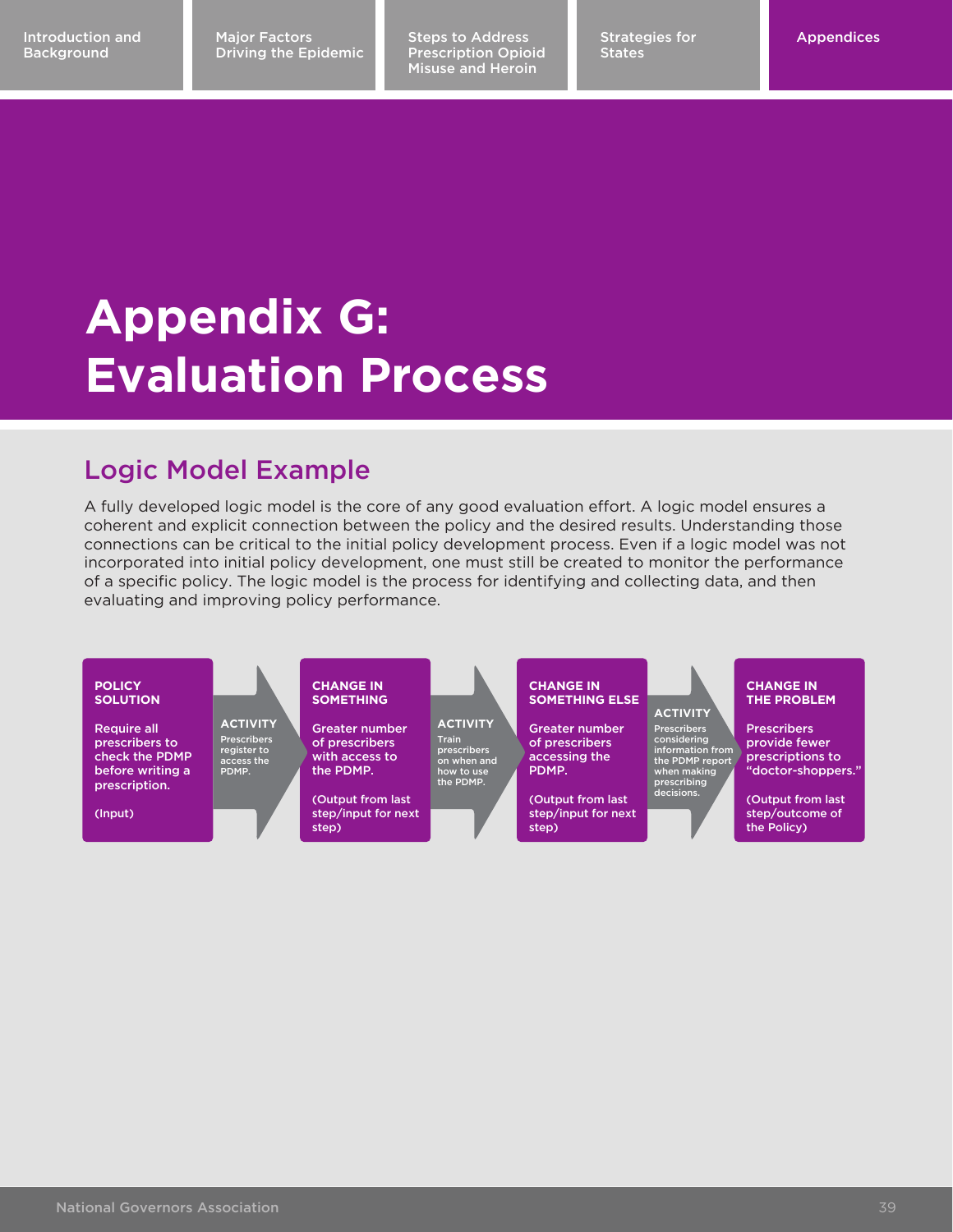# Appendix G: Evaluation Process

## Logic Model Example

A fully developed logic model is the core of any good evaluation effort. A logic model ensures a coherent and explicit connection between the policy and the desired results. Understanding those connections can be critical to the initial policy development process. Even if a logic model was not incorporated into initial policy development, one must still be created to monitor the performance of a specific policy. The logic model is the process for identifying and collecting data, and then evaluating and improving policy performance.

**POLICY SOLUTION**

Require all prescribers to check the PDMP before writing a prescription.

(Input)

**ACTIVITY**

Prescribers register to access the PDMP.

**CHANGE IN SOMETHING**

Greater number of prescribers with access to the PDMP.

(Output from last step/input for next step)

**ACTIVITY**

Train prescribers on when and how to use the PDMP.

**CHANGE IN SOMETHING ELSE**

Greater number of prescribers accessing the PDMP.

(Output from last step/input for next step)

**ACTIVITY**

Prescribers considering information from the PDMP report when making prescribing decisions.

**CHANGE IN THE PROBLEM**

Prescribers provide fewer prescriptions to "doctor-shoppers."

(Output from last step/outcome of the Policy)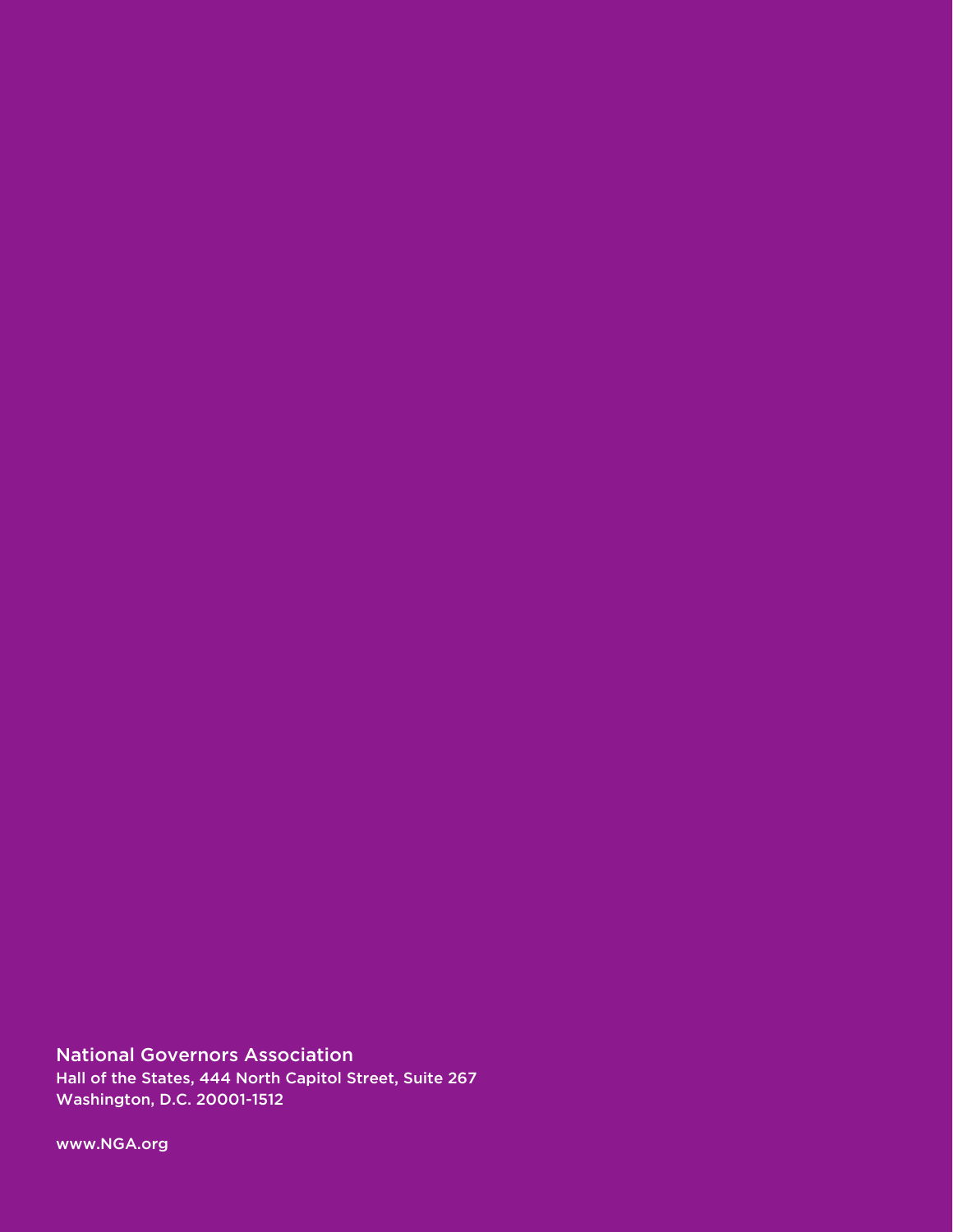National Governors Association
Hall of the States, 444 North Capitol Street, Suite 267
Washington, D.C. 20001-1512

www.NGA.org